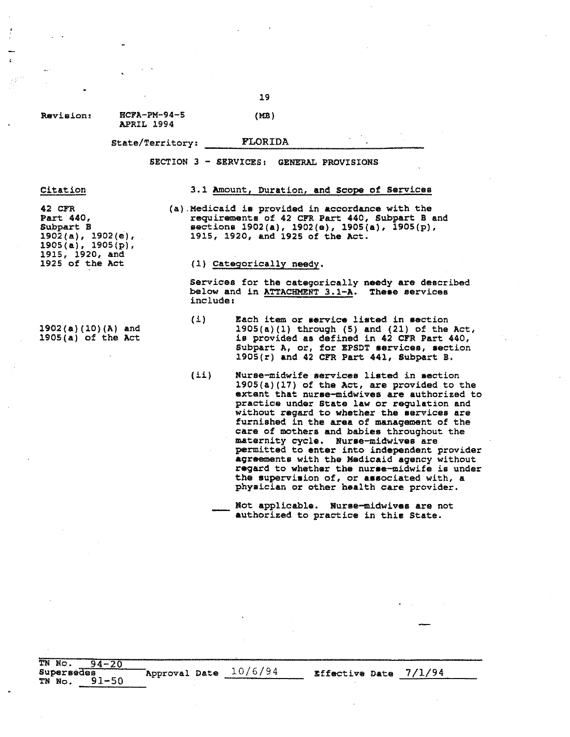Revision: HCFA-PM-94-5 (MB)
APRIL 1994

State/Territory: FLORIDA

SECTION 3 - SERVICES: GENERAL PROVISIONS

| Citation | 3.1 Amount, Duration, and Scope of Services |
|---|---|
| 42 CFR Part 440, Subpart B 1902(a), 1902(e), 1905(a), 1905(p), 1915, 1920, and 1925 of the Act | (a) Medicaid is provided in accordance with the requirements of 42 CFR Part 440, Subpart B and sections 1902(a), 1902(e), 1905(a), 1905(p), 1915, 1920, and 1925 of the Act. |
| | (1) Categorically needy. |
| | Services for the categorically needy are described below and in ATTACHMENT 3.1-A. These services include: |
| 1902(a)(10)(A) and 1905(a) of the Act | (i) Each item or service listed in section 1905(a)(1) through (5) and (21) of the Act, is provided as defined in 42 CFR Part 440, Subpart A, or, for EPSDT services, section 1905(r) and 42 CFR Part 441, Subpart B. |
| | (ii) Nurse-midwife services listed in section 1905(a)(17) of the Act, are provided to the extent that nurse-midwives are authorized to practice under State law or regulation and without regard to whether the services are furnished in the area of management of the care of mothers and babies throughout the maternity cycle. Nurse-midwives are permitted to enter into independent provider agreements with the Medicaid agency without regard to whether the nurse-midwife is under the supervision of, or associated with, a physician or other health care provider. |
| | ___ Not applicable. Nurse-midwives are not authorized to practice in this State. |

TN No. 94-20
Supersedes
TN No. 91-50

Approval Date 10/6/94

Effective Date 7/1/94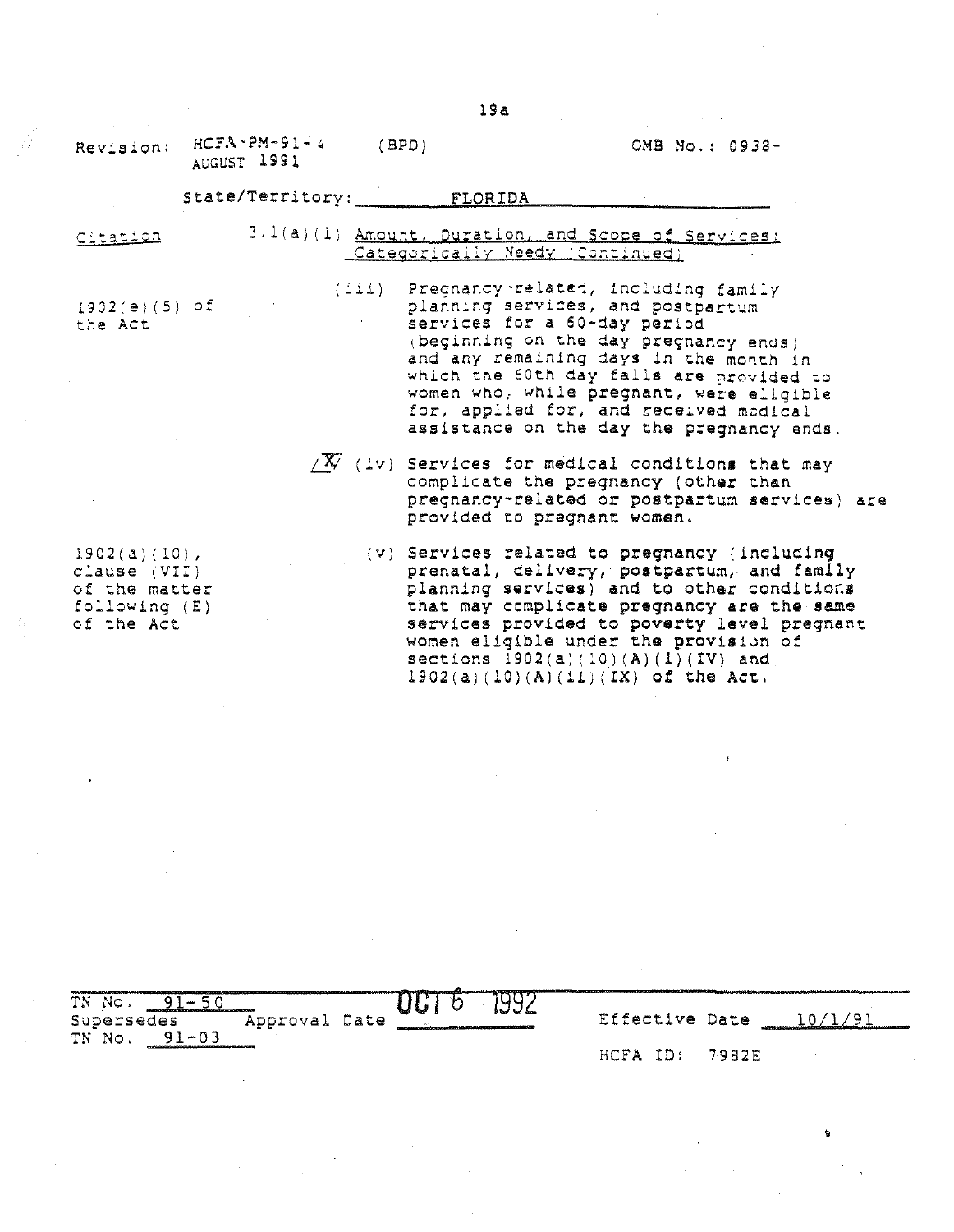Revision: HCFA-PM-91-4 (BPD) OMB No.: 0938-
AUGUST 1991

State/Territory: FLORIDA

| Citation | |
|---|---|
| | 3.1(a)(1) Amount, Duration, and Scope of Services: Categorically Needy (Continued) |
| 1902(e)(5) of the Act | (iii) Pregnancy-related, including family planning services, and postpartum services for a 60-day period (beginning on the day pregnancy ends) and any remaining days in the month in which the 60th day falls are provided to women who, while pregnant, were eligible for, applied for, and received medical assistance on the day the pregnancy ends. |
| | /X/ (iv) Services for medical conditions that may complicate the pregnancy (other than pregnancy-related or postpartum services) are provided to pregnant women. |
| 1902(a)(10), clause (VII) of the matter following (E) of the Act | (v) Services related to pregnancy (including prenatal, delivery, postpartum, and family planning services) and to other conditions that may complicate pregnancy are the same services provided to poverty level pregnant women eligible under the provision of sections 1902(a)(10)(A)(i)(IV) and 1902(a)(10)(A)(ii)(IX) of the Act. |

TN No. 91-50
Supersedes Approval Date OCT 6 1992 Effective Date 10/1/91
TN No. 91-03
HCFA ID: 7982E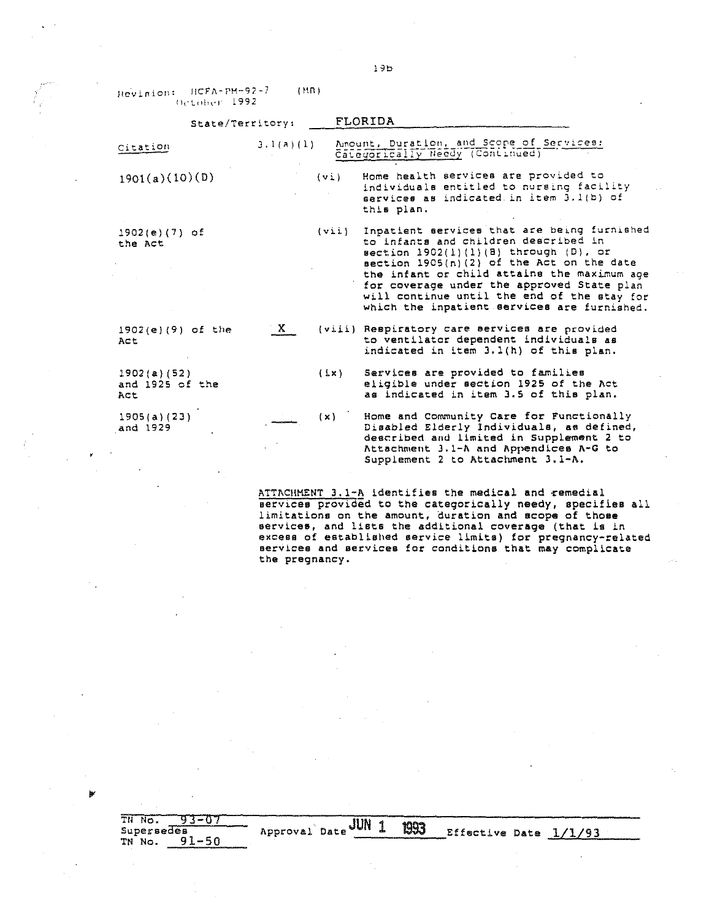Revision: HCFA-PM-92-7 (MB)
October 1992

State/Territory: **FLORIDA**

| Citation | 3.1(a)(1) | Amount, Duration, and Scope of Services: Categorically Needy (Continued) |
|---|---|---|
| 1901(a)(10)(D) | (vi) | Home health services are provided to individuals entitled to nursing facility services as indicated in item 3.1(b) of this plan. |
| 1902(e)(7) of the Act | (vii) | Inpatient services that are being furnished to infants and children described in section 1902(l)(1)(B) through (D), or section 1905(n)(2) of the Act on the date the infant or child attains the maximum age for coverage under the approved State plan will continue until the end of the stay for which the inpatient services are furnished. |
| 1902(e)(9) of the Act | X (viii) | Respiratory care services are provided to ventilator dependent individuals as indicated in item 3.1(h) of this plan. |
| 1902(a)(52) and 1925 of the Act | (ix) | Services are provided to families eligible under section 1925 of the Act as indicated in item 3.5 of this plan. |
| 1905(a)(23) and 1929 | ___ (x) | Home and Community Care for Functionally Disabled Elderly Individuals, as defined, described and limited in Supplement 2 to Attachment 3.1-A and Appendices A-G to Supplement 2 to Attachment 3.1-A. |

ATTACHMENT 3.1-A identifies the medical and remedial services provided to the categorically needy, specifies all limitations on the amount, duration and scope of those services, and lists the additional coverage (that is in excess of established service limits) for pregnancy-related services and services for conditions that may complicate the pregnancy.

TN No. 93-07
Supersedes
TN No. 91-50

Approval Date JUN 1 1993

Effective Date 1/1/93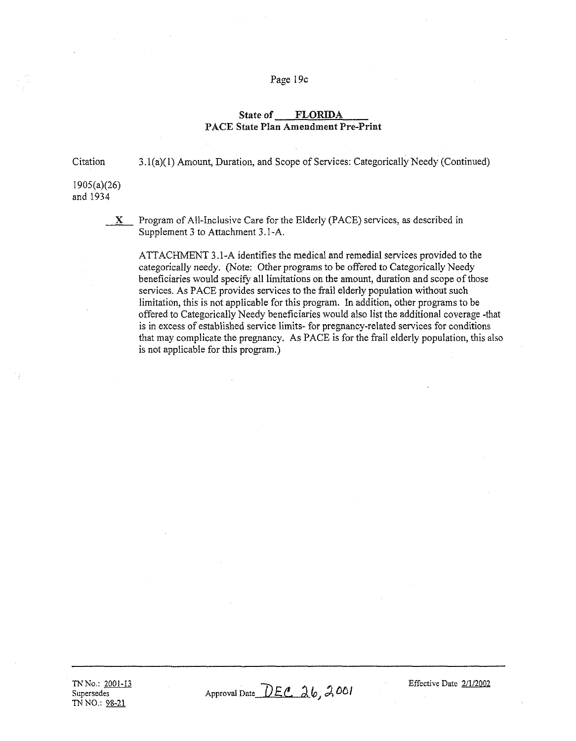**State of FLORIDA**
**PACE State Plan Amendment Pre-Print**

Citation — 3.1(a)(1) Amount, Duration, and Scope of Services: Categorically Needy (Continued)

1905(a)(26) and 1934

X Program of All-Inclusive Care for the Elderly (PACE) services, as described in Supplement 3 to Attachment 3.1-A.

ATTACHMENT 3.1-A identifies the medical and remedial services provided to the categorically needy. (Note: Other programs to be offered to Categorically Needy beneficiaries would specify all limitations on the amount, duration and scope of those services. As PACE provides services to the frail elderly population without such limitation, this is not applicable for this program. In addition, other programs to be offered to Categorically Needy beneficiaries would also list the additional coverage -that is in excess of established service limits- for pregnancy-related services for conditions that may complicate the pregnancy. As PACE is for the frail elderly population, this also is not applicable for this program.)

TN No.: 2001-13
Supersedes
TN NO.: 98-21

Approval Date DEC 26, 2001

Effective Date 2/1/2002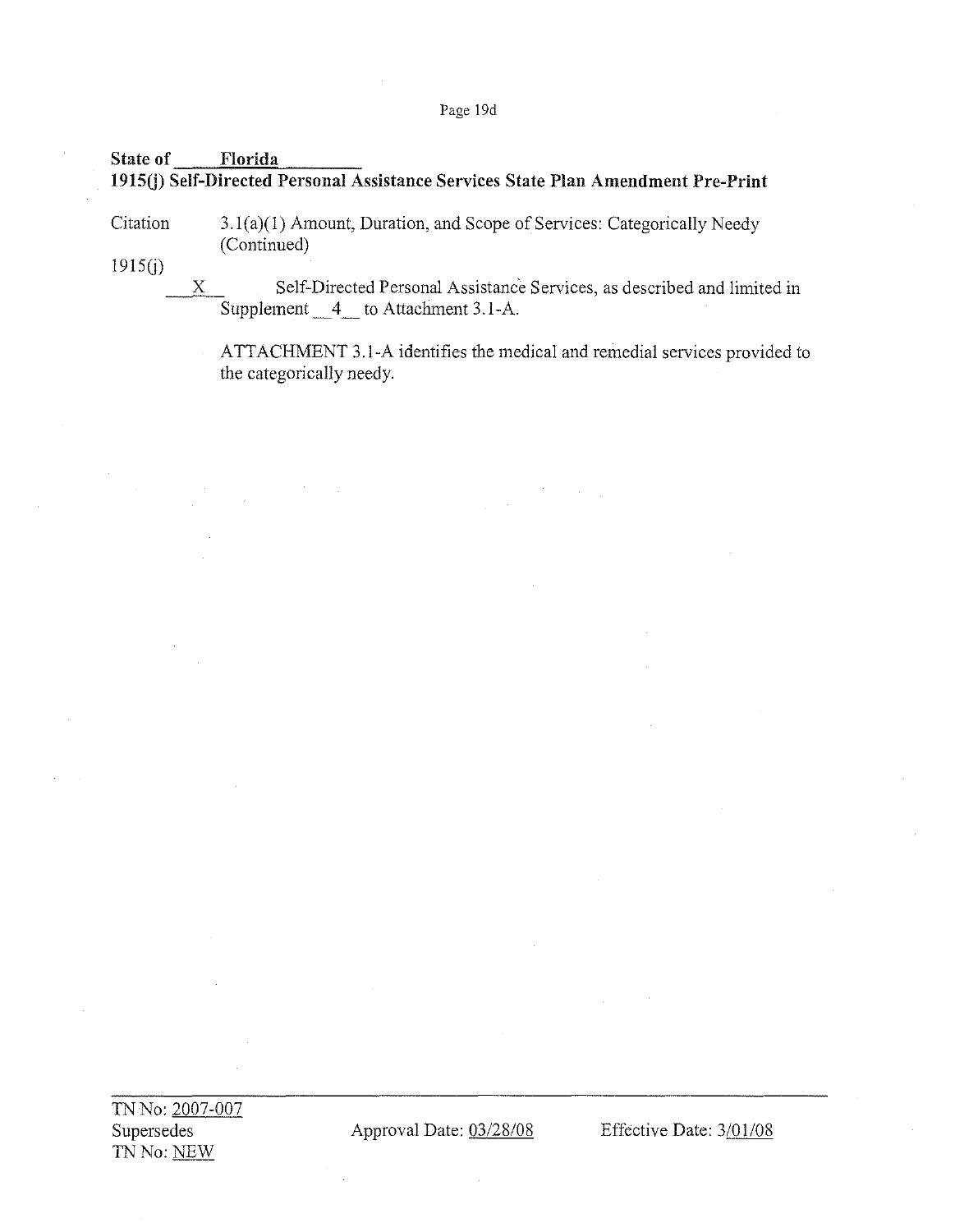**State of Florida**
**1915(j) Self-Directed Personal Assistance Services State Plan Amendment Pre-Print**

Citation 3.1(a)(1) Amount, Duration, and Scope of Services: Categorically Needy (Continued)

1915(j)

__X__ Self-Directed Personal Assistance Services, as described and limited in Supplement __4__ to Attachment 3.1-A.

ATTACHMENT 3.1-A identifies the medical and remedial services provided to the categorically needy.

TN No: 2007-007
Supersedes
TN No: NEW

Approval Date: 03/28/08

Effective Date: 3/01/08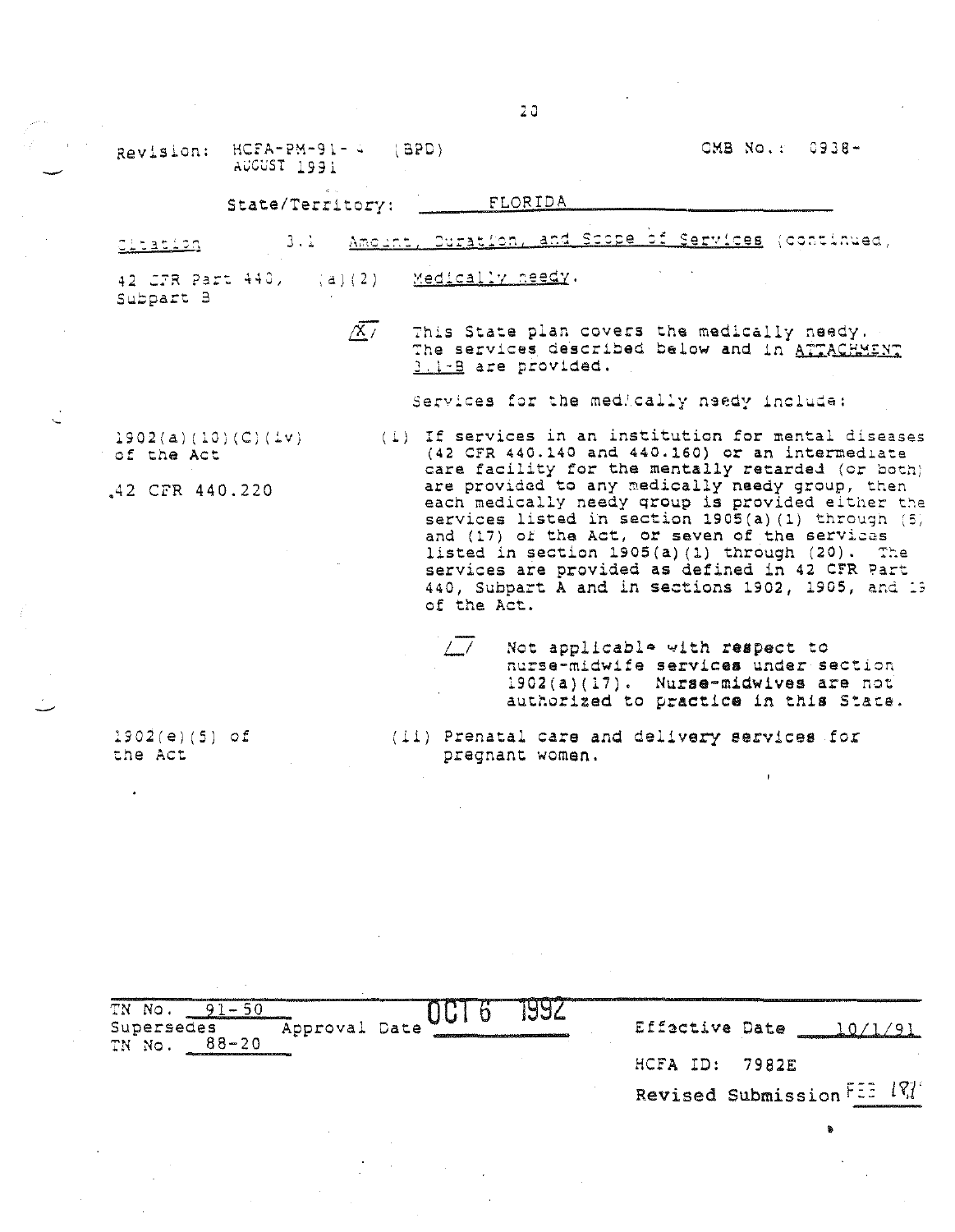Revision: HCFA-PM-91-4 (BPD) OMB No.: 0938-
AUGUST 1991

State/Territory: FLORIDA

Citation 3.1 Amount, Duration, and Scope of Services (continued)

42 CFR Part 440, Subpart B (a)(2) Medically needy.

/X/ This State plan covers the medically needy. The services described below and in ATTACHMENT 3.1-B are provided.

Services for the medically needy include:

1902(a)(10)(C)(iv) of the Act

42 CFR 440.220

(i) If services in an institution for mental diseases (42 CFR 440.140 and 440.160) or an intermediate care facility for the mentally retarded (or both) are provided to any medically needy group, then each medically needy group is provided either the services listed in section 1905(a)(1) through (5) and (17) of the Act, or seven of the services listed in section 1905(a)(1) through (20). The services are provided as defined in 42 CFR Part 440, Subpart A and in sections 1902, 1905, and 19 of the Act.

/_/ Not applicable with respect to nurse-midwife services under section 1902(a)(17). Nurse-midwives are not authorized to practice in this State.

1902(e)(5) of the Act

(ii) Prenatal care and delivery services for pregnant women.

TN No. 91-50
Supersedes Approval Date OCT 6 1992 Effective Date 10/1/91
TN No. 88-20

HCFA ID: 7982E

Revised Submission FEB 1991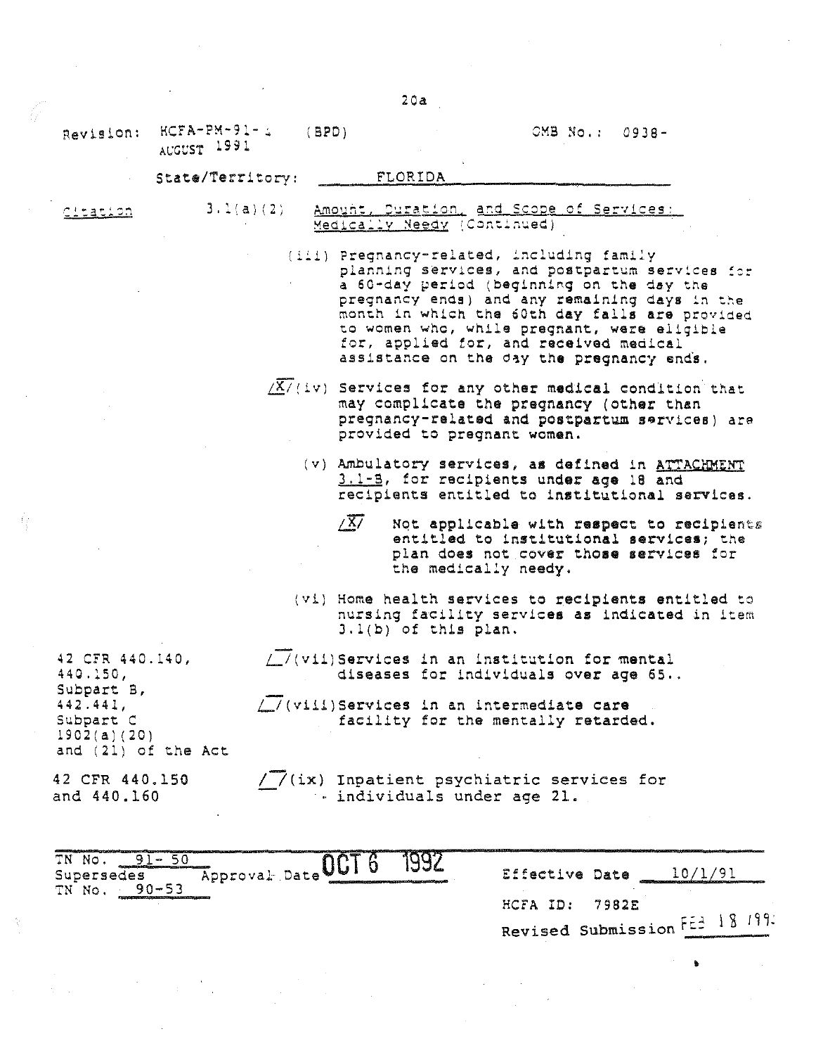Revision: HCFA-PM-91-4 (BPD) OMB No.: 0938-
AUGUST 1991

State/Territory: FLORIDA

Citation 3.1(a)(2) Amount, Duration, and Scope of Services: Medically Needy (Continued)

(iii) Pregnancy-related, including family planning services, and postpartum services for a 60-day period (beginning on the day the pregnancy ends) and any remaining days in the month in which the 60th day falls are provided to women who, while pregnant, were eligible for, applied for, and received medical assistance on the day the pregnancy ends.

/X/ (iv) Services for any other medical condition that may complicate the pregnancy (other than pregnancy-related and postpartum services) are provided to pregnant women.

(v) Ambulatory services, as defined in ATTACHMENT 3.1-B, for recipients under age 18 and recipients entitled to institutional services.

/X/ Not applicable with respect to recipients entitled to institutional services; the plan does not cover those services for the medically needy.

(vi) Home health services to recipients entitled to nursing facility services as indicated in item 3.1(b) of this plan.

42 CFR 440.140, 440.150, Subpart B, 442.441, Subpart C 1902(a)(20) and (21) of the Act

/ / (vii) Services in an institution for mental diseases for individuals over age 65..

/ / (viii) Services in an intermediate care facility for the mentally retarded.

42 CFR 440.150 and 440.160

/ / (ix) Inpatient psychiatric services for individuals under age 21.

TN No. 91-50
Supersedes Approval Date OCT 6 1992 Effective Date 10/1/91
TN No. 90-53
HCFA ID: 7982E
Revised Submission FEB 18 1992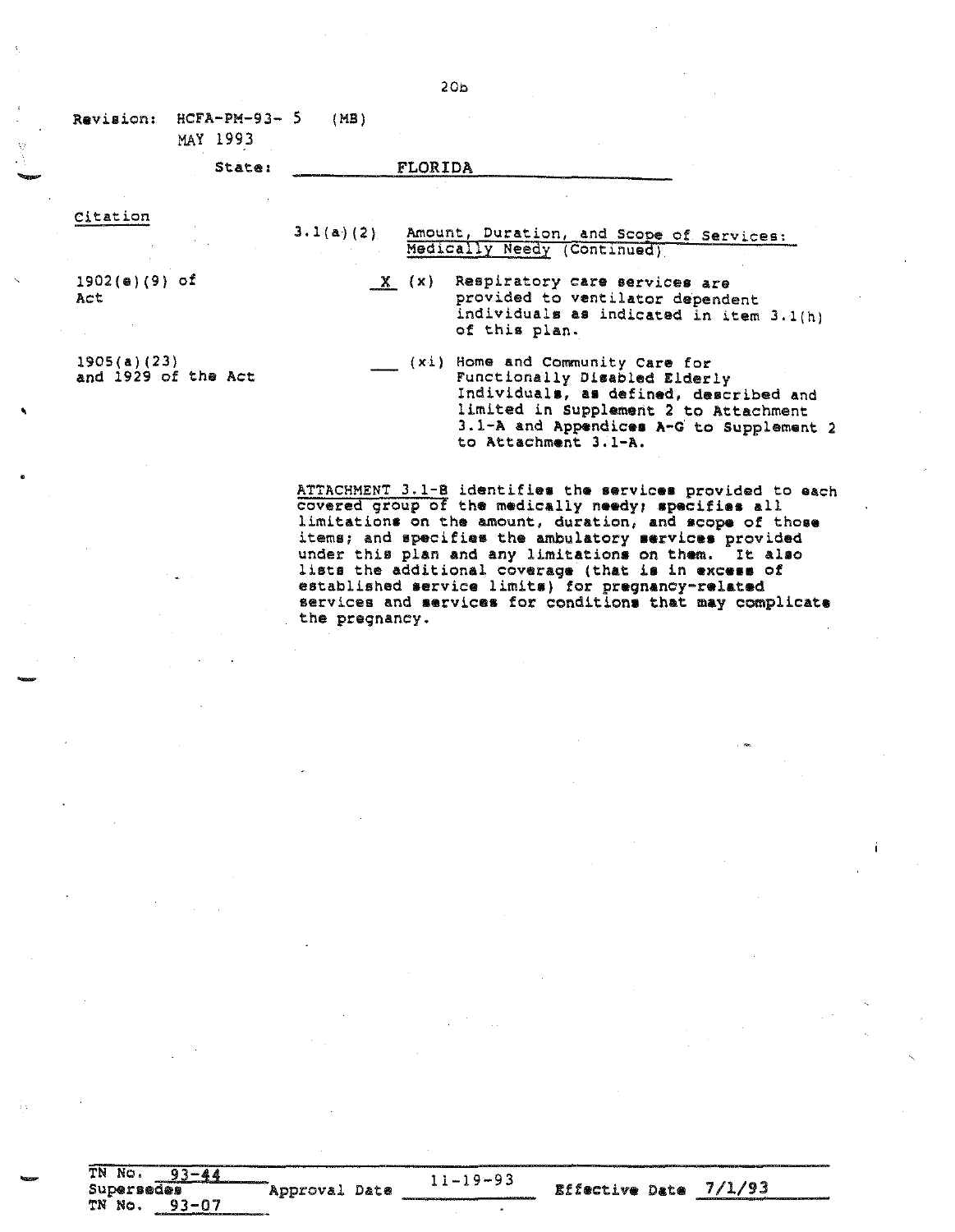Revision: HCFA-PM-93- 5 (MB)
MAY 1993

State: FLORIDA

| Citation | | |
|---|---|---|
| | 3.1(a)(2) | Amount, Duration, and Scope of Services: Medically Needy (Continued) |
| 1902(e)(9) of Act | | X (x) Respiratory care services are provided to ventilator dependent individuals as indicated in item 3.1(h) of this plan. |
| 1905(a)(23) and 1929 of the Act | | ___ (xi) Home and Community Care for Functionally Disabled Elderly Individuals, as defined, described and limited in Supplement 2 to Attachment 3.1-A and Appendices A-G to Supplement 2 to Attachment 3.1-A. |

ATTACHMENT 3.1-B identifies the services provided to each covered group of the medically needy; specifies all limitations on the amount, duration, and scope of those items; and specifies the ambulatory services provided under this plan and any limitations on them. It also lists the additional coverage (that is in excess of established service limits) for pregnancy-related services and services for conditions that may complicate the pregnancy.

TN No. 93-44
Supersedes
TN No. 93-07

Approval Date 11-19-93

Effective Date 7/1/93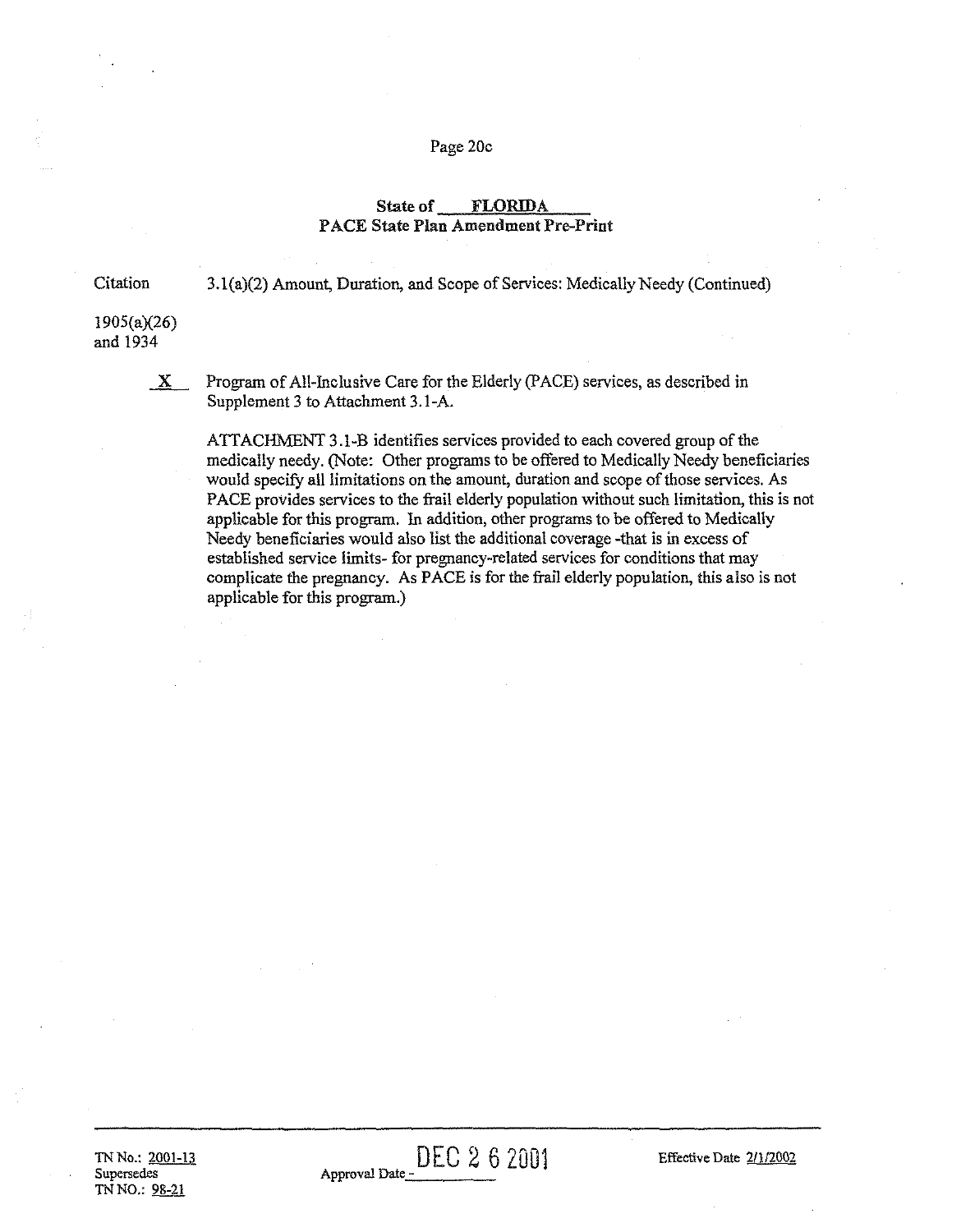**State of FLORIDA**
**PACE State Plan Amendment Pre-Print**

Citation — 3.1(a)(2) Amount, Duration, and Scope of Services: Medically Needy (Continued)

1905(a)(26) and 1934

X Program of All-Inclusive Care for the Elderly (PACE) services, as described in Supplement 3 to Attachment 3.1-A.

ATTACHMENT 3.1-B identifies services provided to each covered group of the medically needy. (Note: Other programs to be offered to Medically Needy beneficiaries would specify all limitations on the amount, duration and scope of those services. As PACE provides services to the frail elderly population without such limitation, this is not applicable for this program. In addition, other programs to be offered to Medically Needy beneficiaries would also list the additional coverage -that is in excess of established service limits- for pregnancy-related services for conditions that may complicate the pregnancy. As PACE is for the frail elderly population, this also is not applicable for this program.)

TN No.: 2001-13
Supersedes
TN NO.: 98-21

Approval Date DEC 26 2001

Effective Date 2/1/2002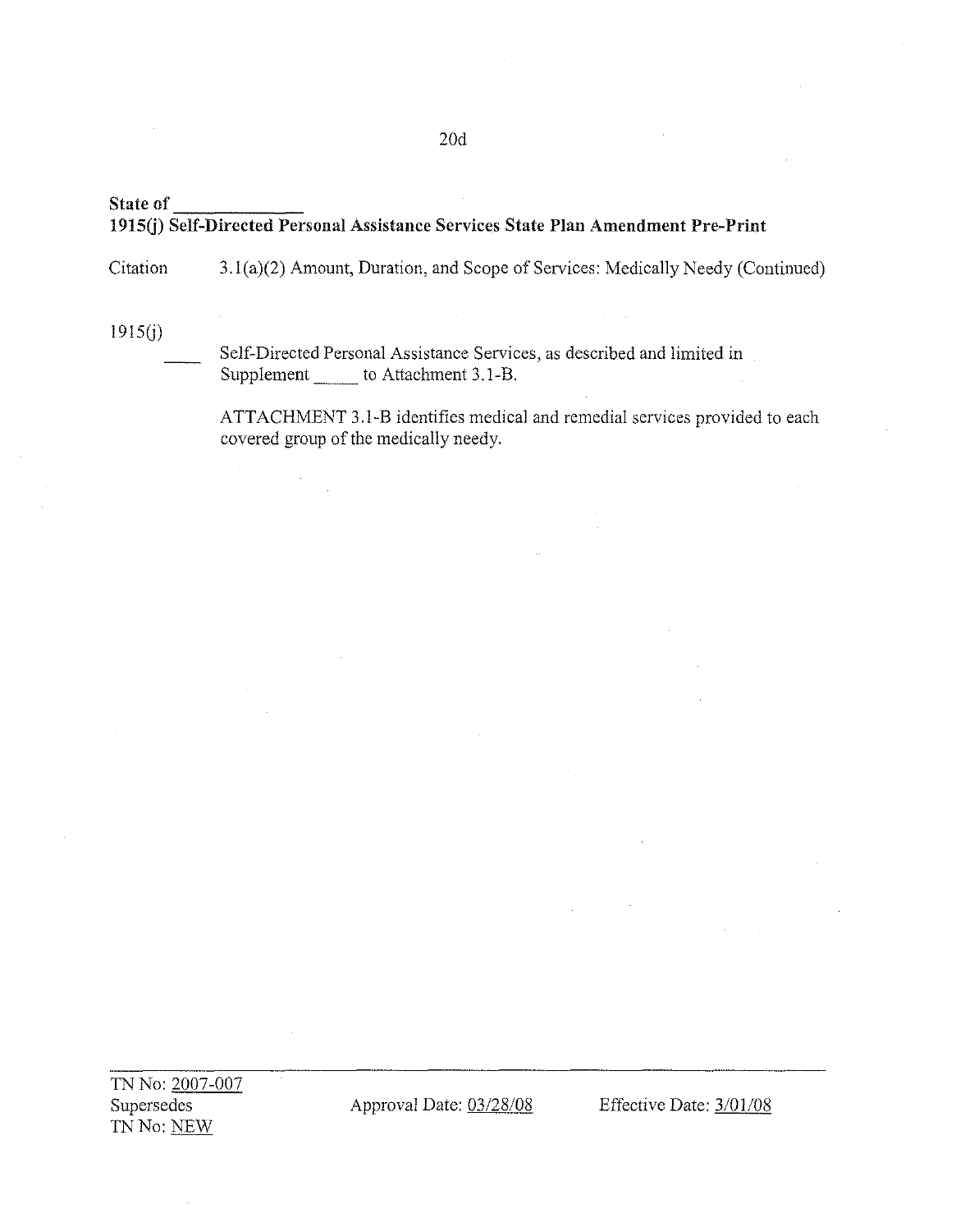**State of \_\_\_\_\_\_\_\_\_\_\_\_\_**

**1915(j) Self-Directed Personal Assistance Services State Plan Amendment Pre-Print**

Citation 3.1(a)(2) Amount, Duration, and Scope of Services: Medically Needy (Continued)

1915(j)

\_\_\_\_ Self-Directed Personal Assistance Services, as described and limited in Supplement \_\_\_\_\_ to Attachment 3.1-B.

ATTACHMENT 3.1-B identifies medical and remedial services provided to each covered group of the medically needy.

TN No: 2007-007
Supersedes
TN No: NEW

Approval Date: 03/28/08

Effective Date: 3/01/08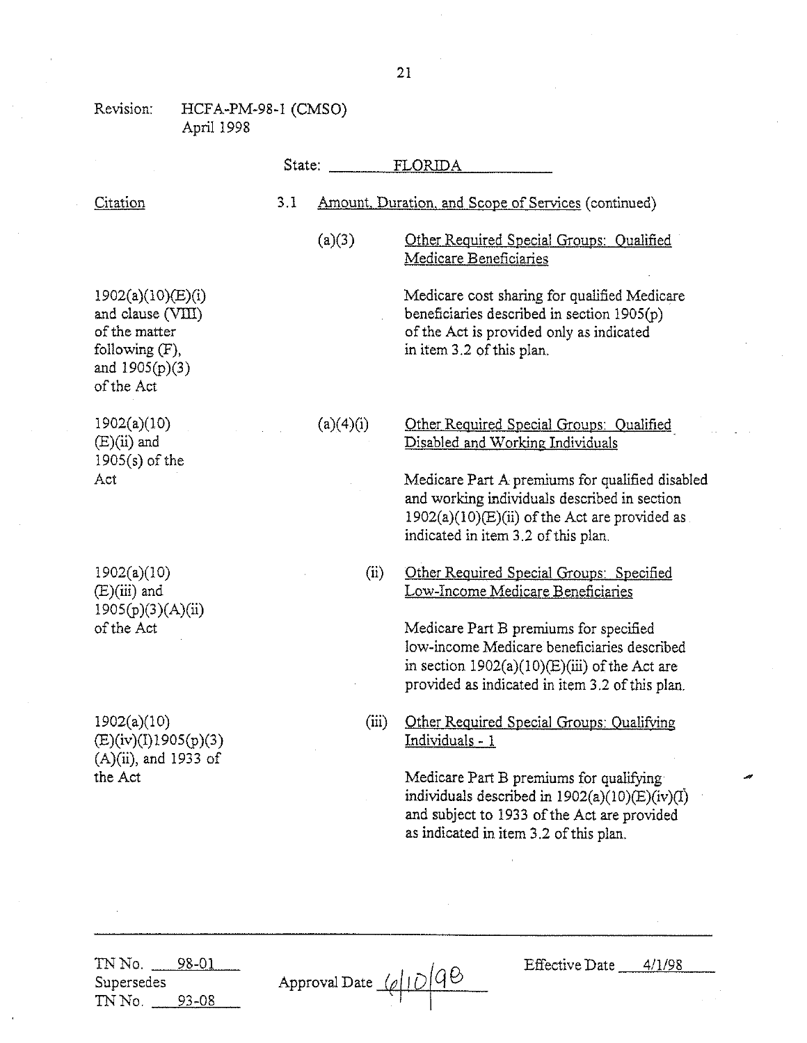Revision: HCFA-PM-98-1 (CMSO)
April 1998

State: FLORIDA

| Citation | | |
|---|---|---|
| | 3.1 | Amount, Duration, and Scope of Services (continued) |
| | (a)(3) | Other Required Special Groups: Qualified Medicare Beneficiaries |
| 1902(a)(10)(E)(i) and clause (VIII) of the matter following (F), and 1905(p)(3) of the Act | | Medicare cost sharing for qualified Medicare beneficiaries described in section 1905(p) of the Act is provided only as indicated in item 3.2 of this plan. |
| 1902(a)(10)(E)(ii) and 1905(s) of the Act | (a)(4)(i) | Other Required Special Groups: Qualified Disabled and Working Individuals<br><br>Medicare Part A premiums for qualified disabled and working individuals described in section 1902(a)(10)(E)(ii) of the Act are provided as indicated in item 3.2 of this plan. |
| 1902(a)(10)(E)(iii) and 1905(p)(3)(A)(ii) of the Act | (ii) | Other Required Special Groups: Specified Low-Income Medicare Beneficiaries<br><br>Medicare Part B premiums for specified low-income Medicare beneficiaries described in section 1902(a)(10)(E)(iii) of the Act are provided as indicated in item 3.2 of this plan. |
| 1902(a)(10)(E)(iv)(I)1905(p)(3)(A)(ii), and 1933 of the Act | (iii) | Other Required Special Groups: Qualifying Individuals - 1<br><br>Medicare Part B premiums for qualifying individuals described in 1902(a)(10)(E)(iv)(I) and subject to 1933 of the Act are provided as indicated in item 3.2 of this plan. |

TN No. 98-01
Supersedes
TN No. 93-08

Approval Date 6/10/98

Effective Date 4/1/98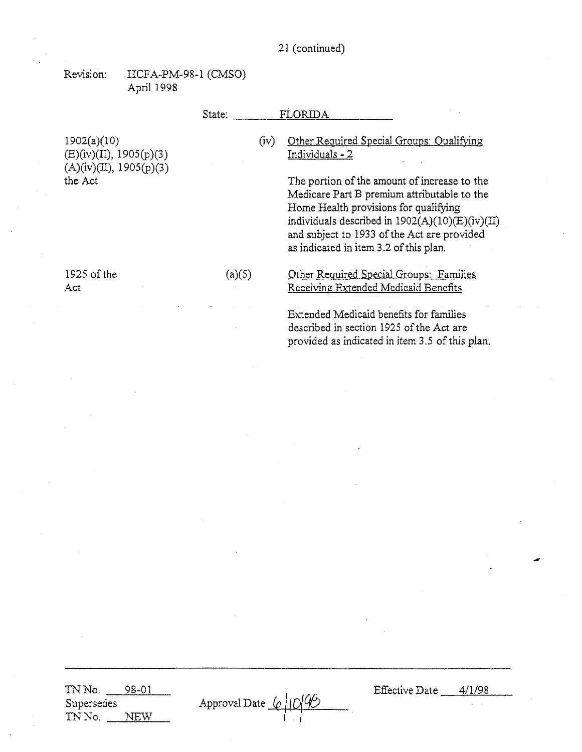21 (continued)

Revision: HCFA-PM-98-1 (CMSO)
April 1998

State: FLORIDA

| | | |
|---|---|---|
| 1902(a)(10)(E)(iv)(II), 1905(p)(3)(A)(iv)(II), 1905(p)(3) the Act | (iv) | Other Required Special Groups: Qualifying Individuals - 2<br><br>The portion of the amount of increase to the Medicare Part B premium attributable to the Home Health provisions for qualifying individuals described in 1902(A)(10)(E)(iv)(II) and subject to 1933 of the Act are provided as indicated in item 3.2 of this plan. |
| 1925 of the Act | (a)(5) | Other Required Special Groups: Families Receiving Extended Medicaid Benefits<br><br>Extended Medicaid benefits for families described in section 1925 of the Act are provided as indicated in item 3.5 of this plan. |

TN No. 98-01
Supersedes
TN No. NEW

Approval Date 6/10/98

Effective Date 4/1/98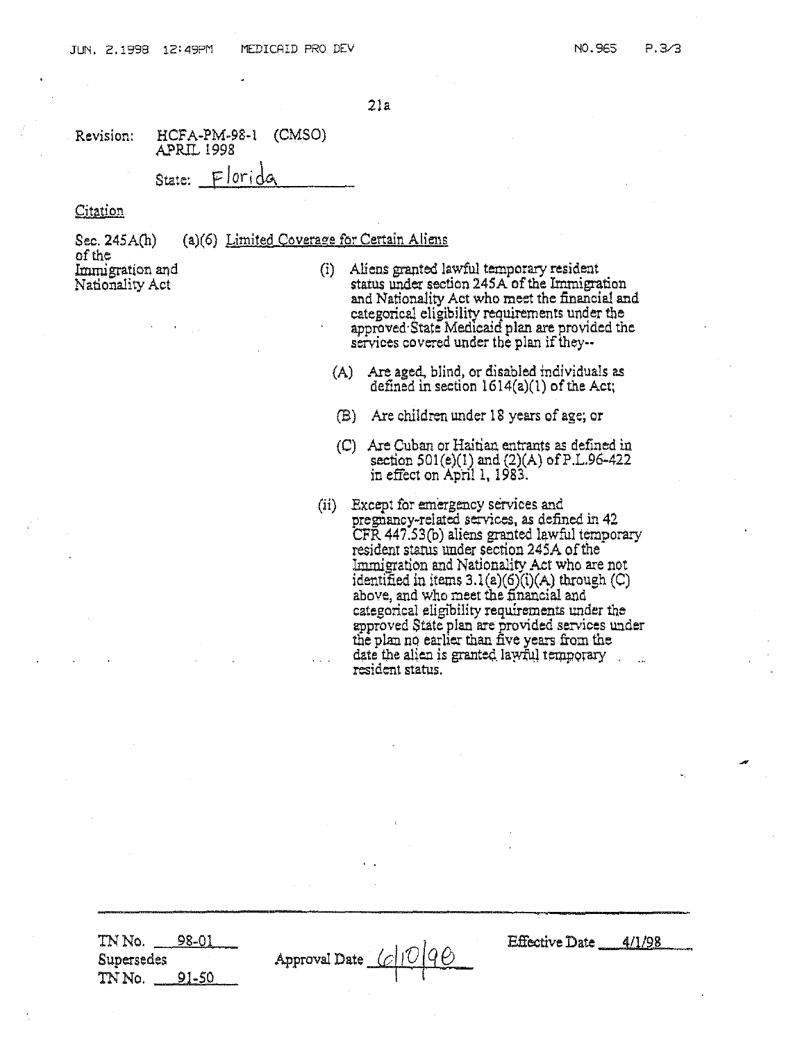Revision: HCFA-PM-98-1 (CMSO)
APRIL 1998

State: Florida

Citation

Sec. 245A(h) of the Immigration and Nationality Act

(a)(6) Limited Coverage for Certain Aliens

(i) Aliens granted lawful temporary resident status under section 245A of the Immigration and Nationality Act who meet the financial and categorical eligibility requirements under the approved State Medicaid plan are provided the services covered under the plan if they--

(A) Are aged, blind, or disabled individuals as defined in section 1614(a)(1) of the Act;

(B) Are children under 18 years of age; or

(C) Are Cuban or Haitian entrants as defined in section 501(e)(1) and (2)(A) of P.L.96-422 in effect on April 1, 1983.

(ii) Except for emergency services and pregnancy-related services, as defined in 42 CFR 447.53(b) aliens granted lawful temporary resident status under section 245A of the Immigration and Nationality Act who are not identified in items 3.1(a)(6)(i)(A) through (C) above, and who meet the financial and categorical eligibility requirements under the approved State plan are provided services under the plan no earlier than five years from the date the alien is granted lawful temporary resident status.

TN No. 98-01
Supersedes
TN No. 91-50

Approval Date 6/10/98

Effective Date 4/1/98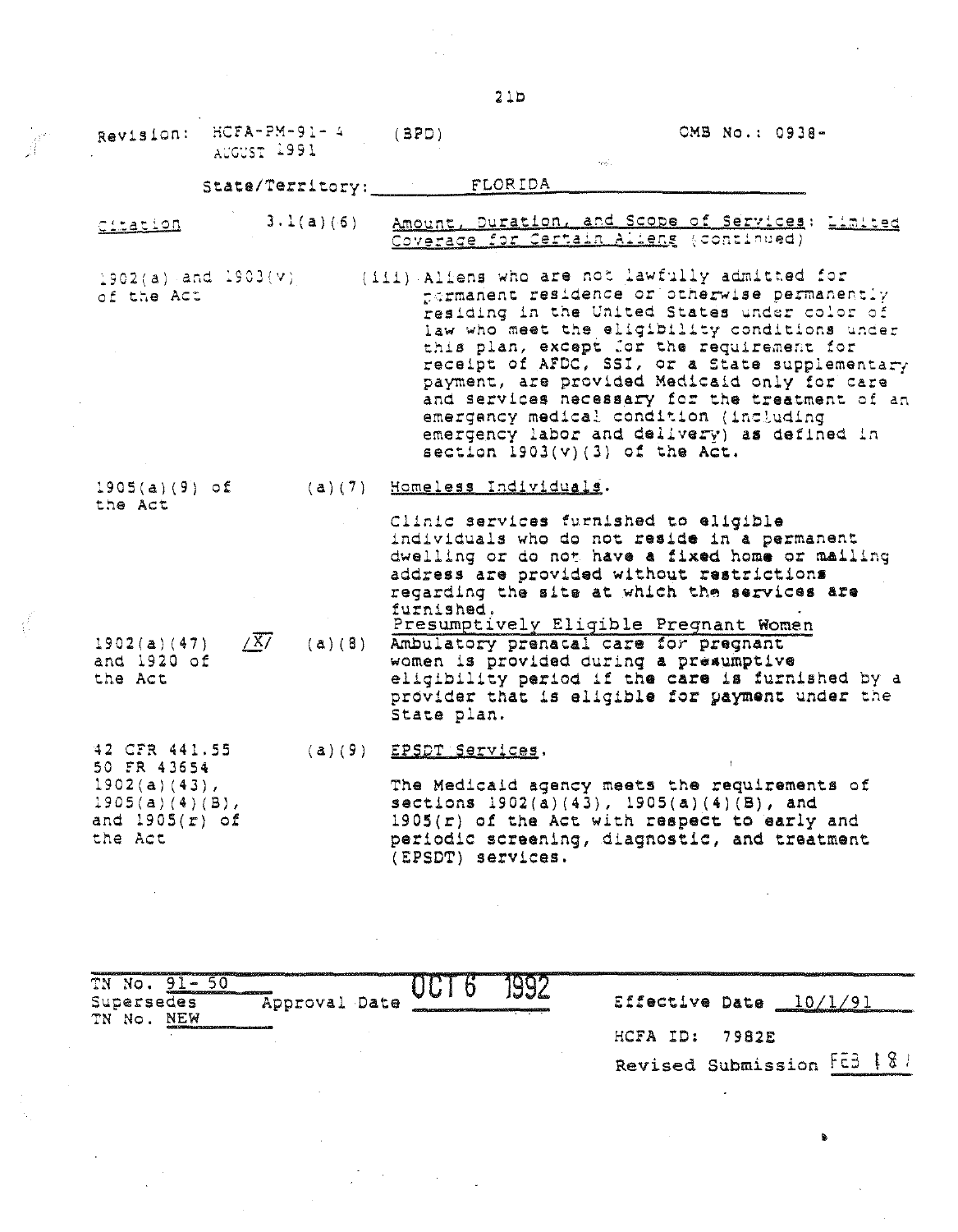Revision: HCFA-PM-91-4 (BPD) OMB No.: 0938-
AUGUST 1991

State/Territory: FLORIDA

| Citation | | |
|---|---|---|
| | 3.1(a)(6) | Amount, Duration, and Scope of Services: Limited Coverage for Certain Aliens (continued) |
| 1902(a) and 1903(v) of the Act | | (iii) Aliens who are not lawfully admitted for permanent residence or otherwise permanently residing in the United States under color of law who meet the eligibility conditions under this plan, except for the requirement for receipt of AFDC, SSI, or a State supplementary payment, are provided Medicaid only for care and services necessary for the treatment of an emergency medical condition (including emergency labor and delivery) as defined in section 1903(v)(3) of the Act. |
| 1905(a)(9) of the Act | (a)(7) | Homeless Individuals.<br><br>Clinic services furnished to eligible individuals who do not reside in a permanent dwelling or do not have a fixed home or mailing address are provided without restrictions regarding the site at which the services are furnished. |
| 1902(a)(47) and 1920 of the Act | /X/ (a)(8) | Presumptively Eligible Pregnant Women<br>Ambulatory prenatal care for pregnant women is provided during a presumptive eligibility period if the care is furnished by a provider that is eligible for payment under the State plan. |
| 42 CFR 441.55<br>50 FR 43654<br>1902(a)(43), 1905(a)(4)(B), and 1905(r) of the Act | (a)(9) | EPSDT Services.<br><br>The Medicaid agency meets the requirements of sections 1902(a)(43), 1905(a)(4)(B), and 1905(r) of the Act with respect to early and periodic screening, diagnostic, and treatment (EPSDT) services. |

TN No. 91-50
Supersedes Approval Date OCT 6 1992 Effective Date 10/1/91
TN No. NEW

HCFA ID: 7982E

Revised Submission FEB 18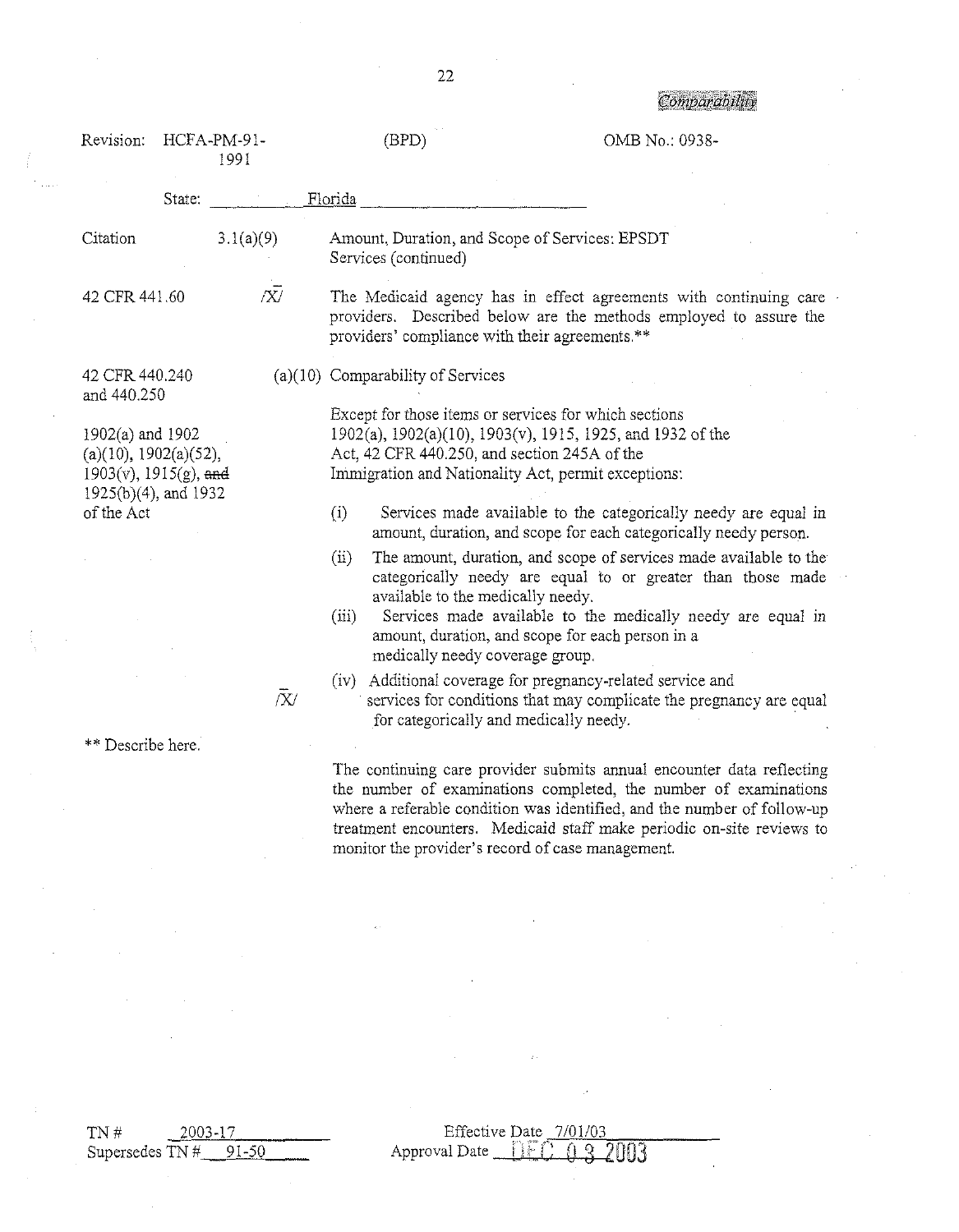Comparability

Revision: HCFA-PM-91-1991 (BPD) OMB No.: 0938-

State: Florida

| | | |
|---|---|---|
| Citation | 3.1(a)(9) | Amount, Duration, and Scope of Services: EPSDT Services (continued) |
| 42 CFR 441.60 | /X/ | The Medicaid agency has in effect agreements with continuing care providers. Described below are the methods employed to assure the providers' compliance with their agreements.** |
| 42 CFR 440.240 and 440.250<br><br>1902(a) and 1902 (a)(10), 1902(a)(52), 1903(v), 1915(g), ~~and~~ 1925(b)(4), and 1932 of the Act | (a)(10) | Comparability of Services<br><br>Except for those items or services for which sections 1902(a), 1902(a)(10), 1903(v), 1915, 1925, and 1932 of the Act, 42 CFR 440.250, and section 245A of the Immigration and Nationality Act, permit exceptions:<br><br>(i) Services made available to the categorically needy are equal in amount, duration, and scope for each categorically needy person.<br>(ii) The amount, duration, and scope of services made available to the categorically needy are equal to or greater than those made available to the medically needy.<br>(iii) Services made available to the medically needy are equal in amount, duration, and scope for each person in a medically needy coverage group. |
| | /X/ | (iv) Additional coverage for pregnancy-related service and services for conditions that may complicate the pregnancy are equal for categorically and medically needy. |

** Describe here.

The continuing care provider submits annual encounter data reflecting the number of examinations completed, the number of examinations where a referable condition was identified, and the number of follow-up treatment encounters. Medicaid staff make periodic on-site reviews to monitor the provider's record of case management.

TN # 2003-17
Supersedes TN # 91-50

Effective Date 7/01/03
Approval Date DEC 03 2003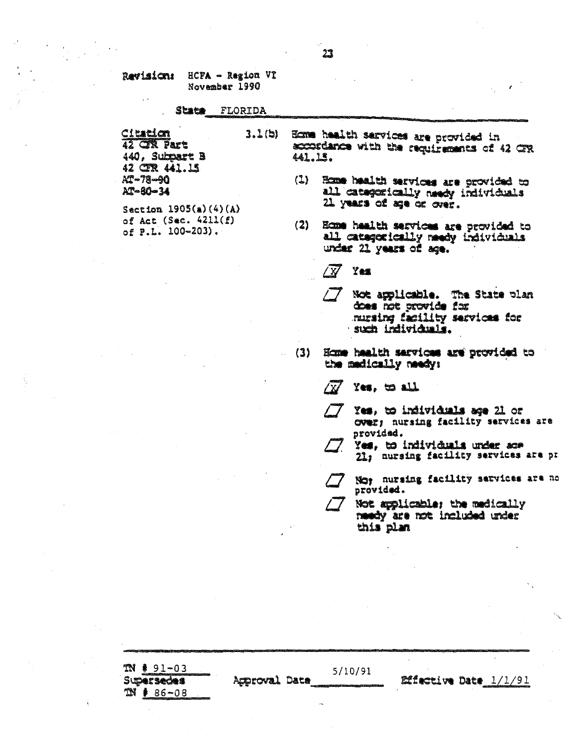Revision: HCFA - Region VI
November 1990

State FLORIDA

| Citation | |
|---|---|
| 42 CFR Part 440, Subpart B<br>42 CFR 441.15<br>AT-78-90<br>AT-80-34<br><br>Section 1905(a)(4)(A) of Act (Sec. 4211(f) of P.L. 100-203). | 3.1(b) Home health services are provided in accordance with the requirements of 42 CFR 441.15.<br><br>(1) Home health services are provided to all categorically needy individuals 21 years of age or over.<br><br>(2) Home health services are provided to all categorically needy individuals under 21 years of age.<br><br>/X/ Yes<br><br>/ / Not applicable. The State plan does not provide for nursing facility services for such individuals.<br><br>(3) Home health services are provided to the medically needy:<br><br>/X/ Yes, to all<br><br>/ / Yes, to individuals age 21 or over; nursing facility services are provided.<br><br>/ / Yes, to individuals under age 21; nursing facility services are pr<br><br>/ / No; nursing facility services are no provided.<br><br>/ / Not applicable; the medically needy are not included under this plan |

TN # 91-03
Supersedes
TN # 86-08

Approval Date 5/10/91

Effective Date 1/1/91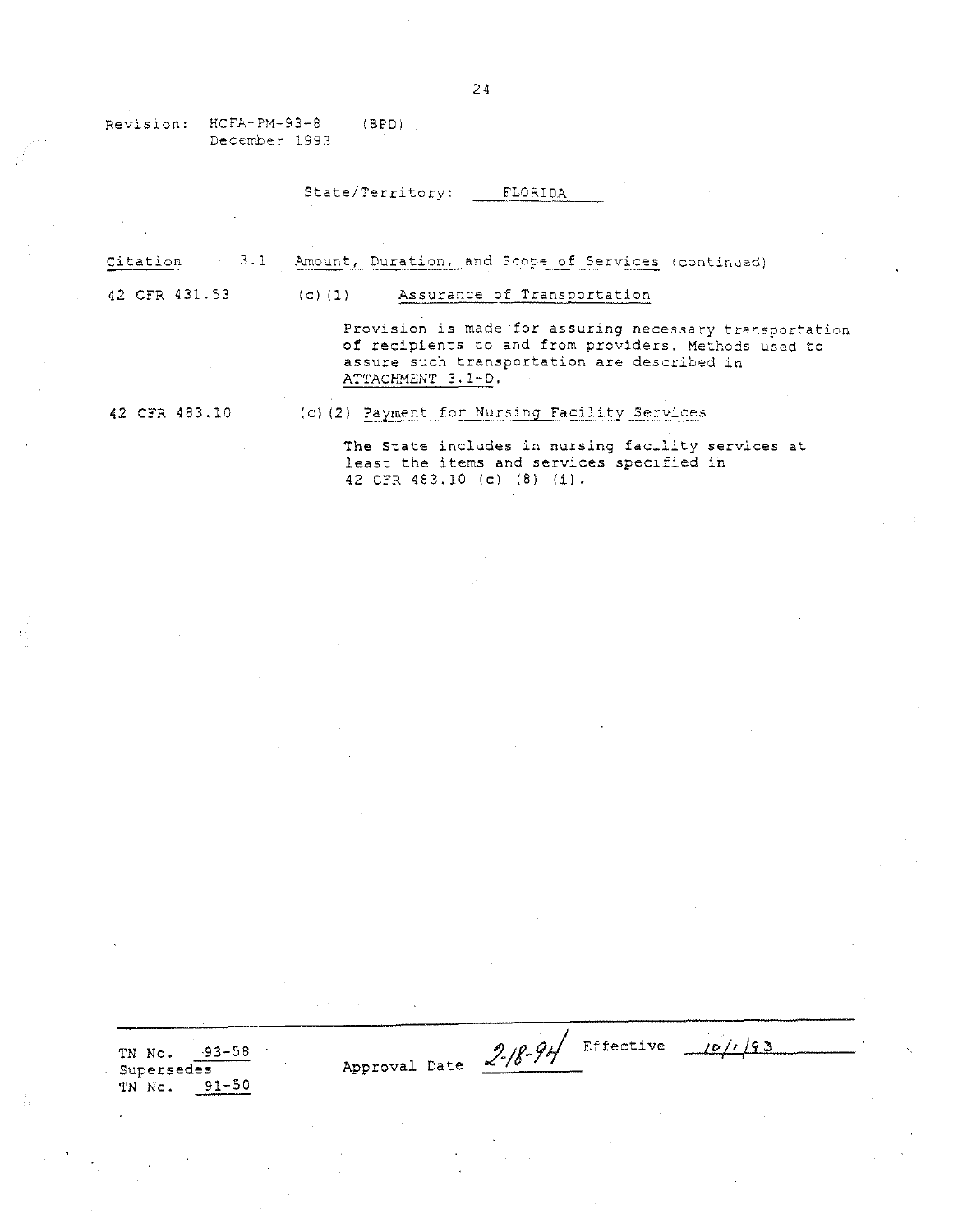Revision: HCFA-PM-93-8 (BPD)
December 1993

State/Territory: FLORIDA

| Citation | 3.1 Amount, Duration, and Scope of Services (continued) |
|---|---|
| 42 CFR 431.53 | (c)(1) Assurance of Transportation<br><br>Provision is made for assuring necessary transportation of recipients to and from providers. Methods used to assure such transportation are described in ATTACHMENT 3.1-D. |
| 42 CFR 483.10 | (c)(2) Payment for Nursing Facility Services<br><br>The State includes in nursing facility services at least the items and services specified in 42 CFR 483.10 (c) (8) (i). |

TN No. 93-58
Supersedes
TN No. 91-50

Approval Date 2-18-94 Effective 10/1/93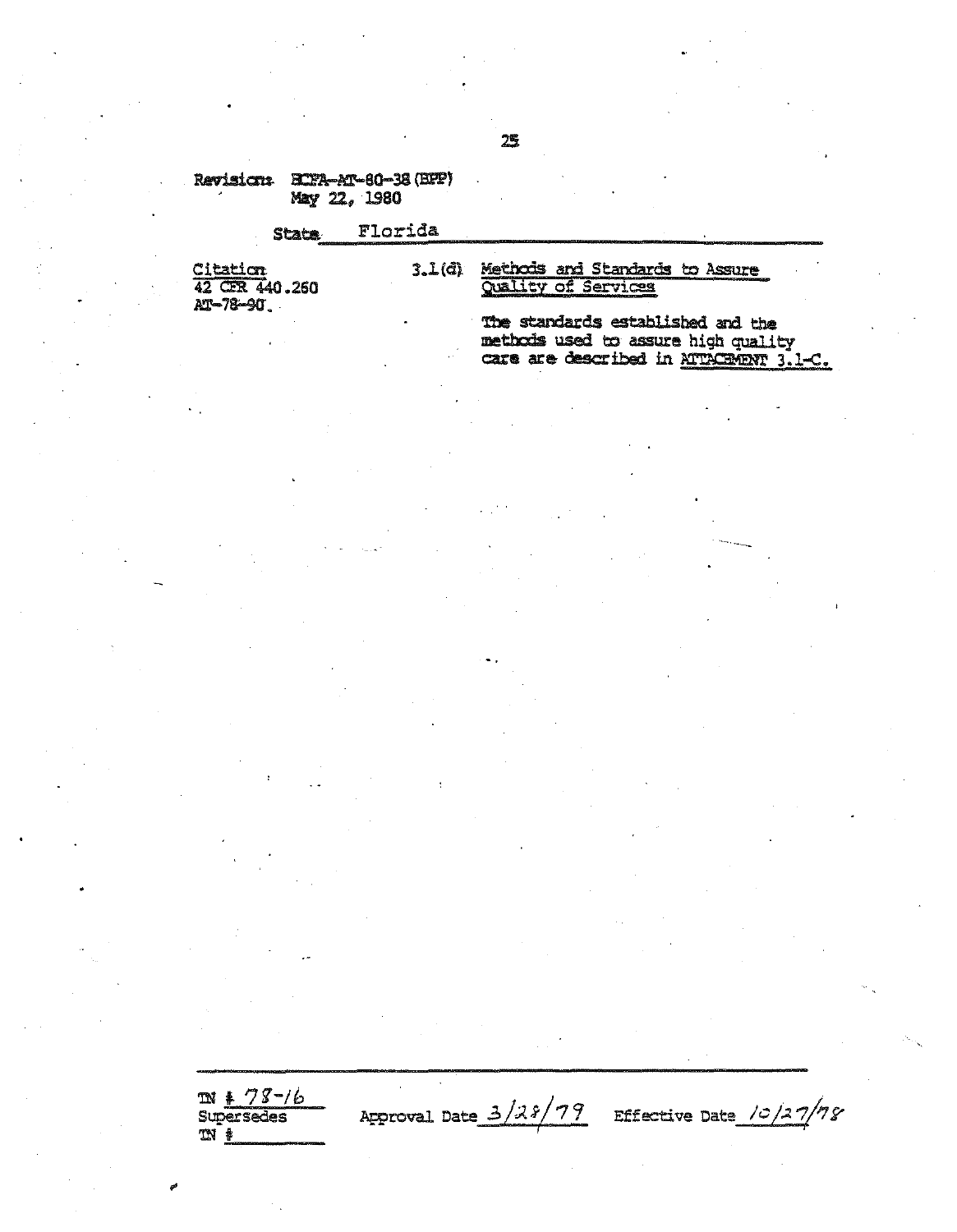Revision: HCFA-AT-80-38 (BPP)
May 22, 1980

State Florida

| Citation | | |
|---|---|---|
| 42 CFR 440.260<br>AT-78-90. | 3.1(d) | Methods and Standards to Assure Quality of Services<br><br>The standards established and the methods used to assure high quality care are described in ATTACHMENT 3.1-C. |

TN # 78-16
Supersedes
TN #

Approval Date 3/28/79 Effective Date 10/27/78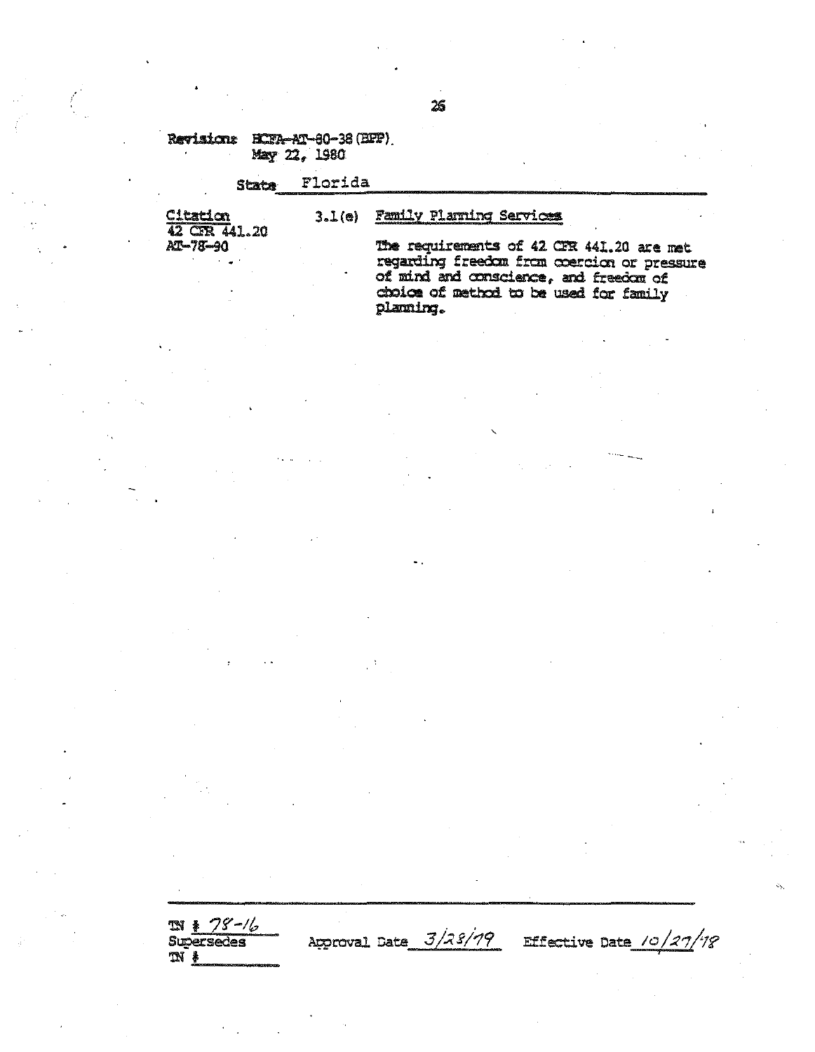Revisions: HCFA-AT-80-38 (BPP)
May 22, 1980

State Florida

| Citation | | |
|---|---|---|
| 42 CFR 441.20<br>AT-78-90 | 3.1(e) | Family Planning Services<br><br>The requirements of 42 CFR 441.20 are met regarding freedom from coercion or pressure of mind and conscience, and freedom of choice of method to be used for family planning. |

TN # 78-16
Supersedes
TN #

Approval Date 3/28/79 Effective Date 10/27/78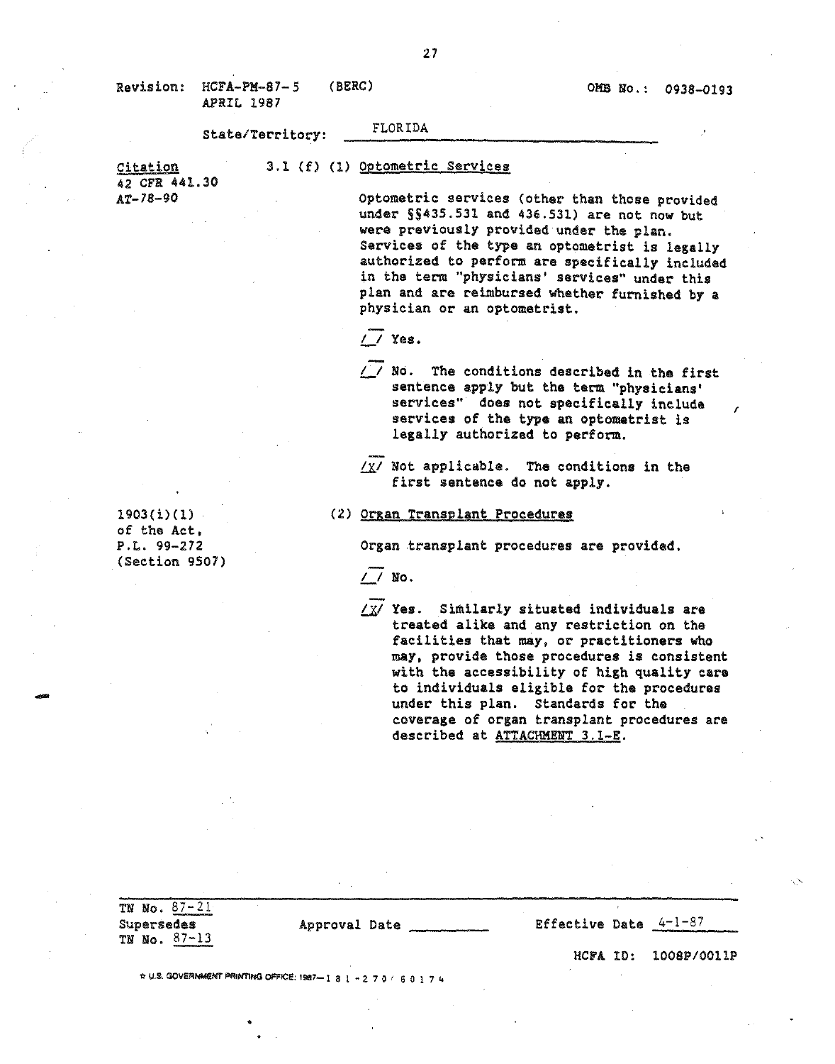Revision: HCFA-PM-87-5 (BERC) OMB No.: 0938-0193
APRIL 1987

State/Territory: FLORIDA

| Citation | |
|---|---|
| 42 CFR 441.30<br>AT-78-90 | 3.1 (f) (1) Optometric Services<br><br>Optometric services (other than those provided under §§435.531 and 436.531) are not now but were previously provided under the plan. Services of the type an optometrist is legally authorized to perform are specifically included in the term "physicians' services" under this plan and are reimbursed whether furnished by a physician or an optometrist.<br><br>/_/ Yes.<br><br>/_/ No. The conditions described in the first sentence apply but the term "physicians' services" does not specifically include services of the type an optometrist is legally authorized to perform.<br><br>/X/ Not applicable. The conditions in the first sentence do not apply. |
| 1903(i)(1) of the Act, P.L. 99-272 (Section 9507) | (2) Organ Transplant Procedures<br><br>Organ transplant procedures are provided.<br><br>/_/ No.<br><br>/X/ Yes. Similarly situated individuals are treated alike and any restriction on the facilities that may, or practitioners who may, provide those procedures is consistent with the accessibility of high quality care to individuals eligible for the procedures under this plan. Standards for the coverage of organ transplant procedures are described at ATTACHMENT 3.1-E. |

TN No. 87-21
Supersedes
TN No. 87-13

Approval Date ________

Effective Date 4-1-87

HCFA ID: 1008P/0011P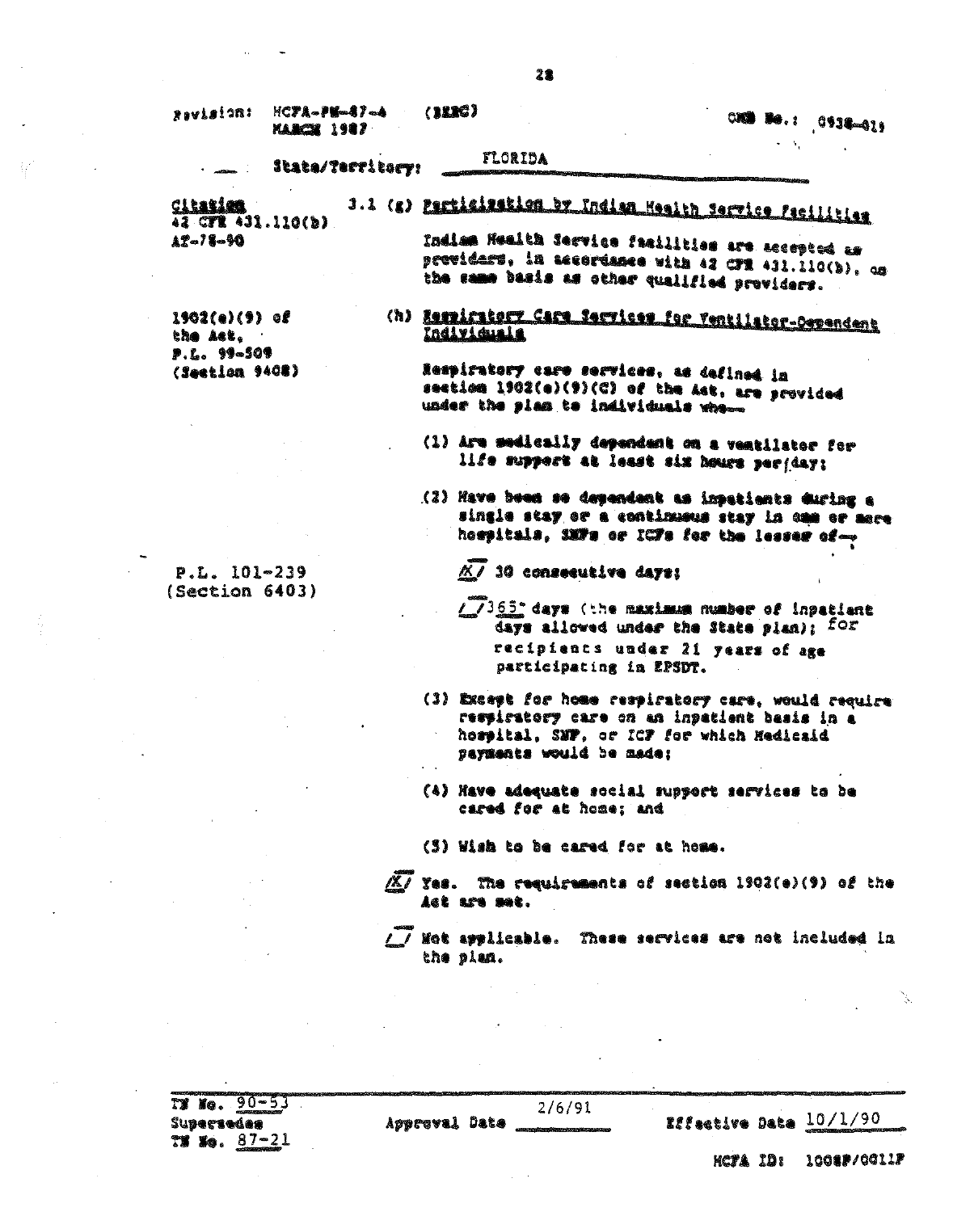Revision: HCFA-PM-87-4 (BERC) OMB No.: 0938-0193
MARCH 1987

State/Territory: FLORIDA

| Citation | |
|---|---|
| 42 CFR 431.110(b) AT-78-90 | 3.1 (g) Participation by Indian Health Service Facilities<br><br>Indian Health Service facilities are accepted as providers, in accordance with 42 CFR 431.110(b), on the same basis as other qualified providers. |
| 1902(e)(9) of the Act, P.L. 99-509 (Section 9408) | (h) Respiratory Care Services for Ventilator-Dependent Individuals<br><br>Respiratory care services, as defined in section 1902(e)(9)(C) of the Act, are provided under the plan to individuals who-- |

(1) Are medically dependent on a ventilator for life support at least six hours per day;

(2) Have been so dependent as inpatients during a single stay or a continuous stay in one or more hospitals, SNFs or ICFs for the lesser of--

P.L. 101-239 (Section 6403)

/X/ 30 consecutive days;

/_/ 365 days (the maximum number of inpatient days allowed under the State plan); for recipients under 21 years of age participating in EPSDT.

(3) Except for home respiratory care, would require respiratory care on an inpatient basis in a hospital, SNF, or ICF for which Medicaid payments would be made;

(4) Have adequate social support services to be cared for at home; and

(5) Wish to be cared for at home.

/X/ Yes. The requirements of section 1902(e)(9) of the Act are met.

/_/ Not applicable. These services are not included in the plan.

TN No. 90-53
Supersedes
TN No. 87-21

Approval Date 2/6/91

Effective Date 10/1/90

HCFA ID: 1008P/0011P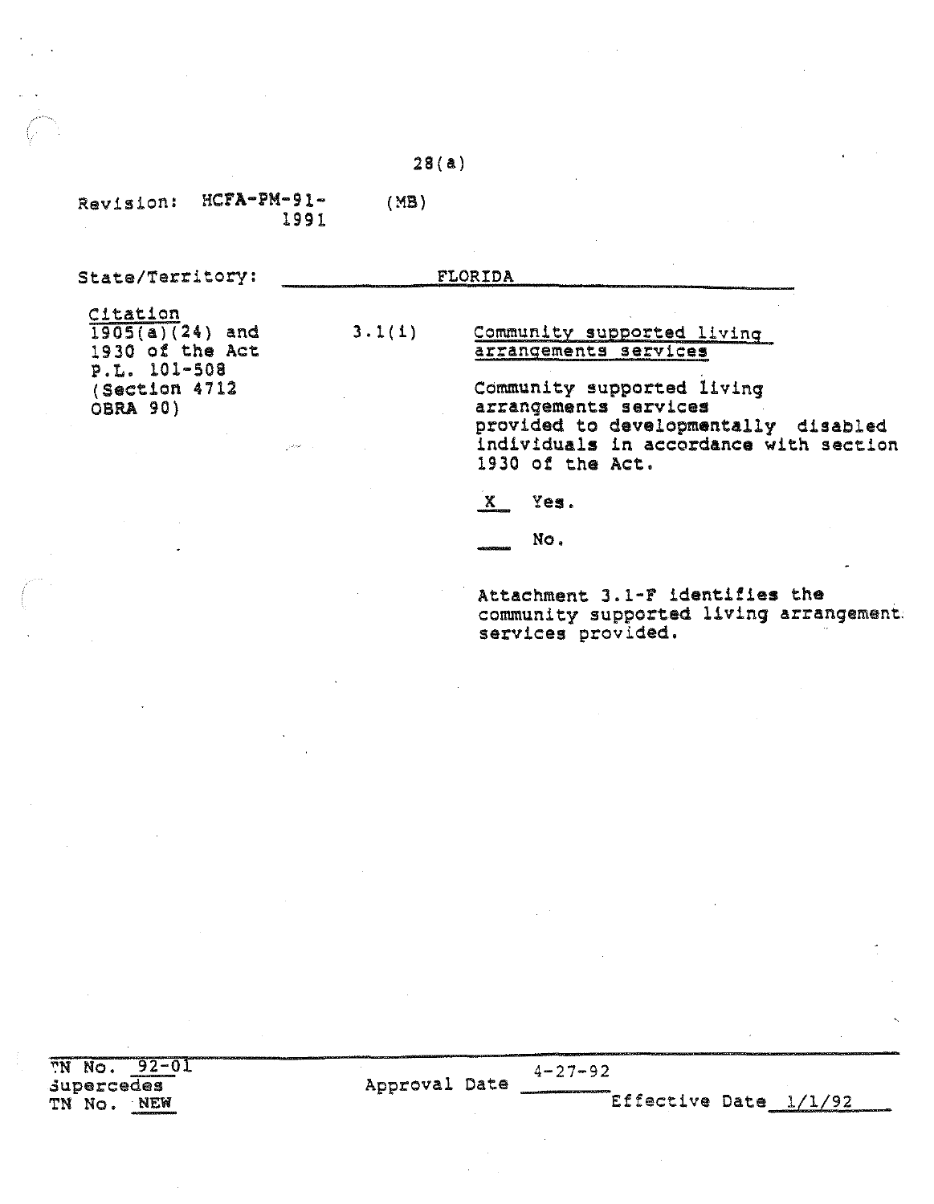Revision: HCFA-PM-91- (MB)
1991

State/Territory: FLORIDA

| Citation | | |
|---|---|---|
| 1905(a)(24) and 1930 of the Act P.L. 101-508 (Section 4712 OBRA 90) | 3.1(i) | Community supported living arrangements services |

Community supported living arrangements services provided to developmentally disabled individuals in accordance with section 1930 of the Act.

X Yes.

___ No.

Attachment 3.1-F identifies the community supported living arrangement services provided.

TN No. 92-01
Supercedes
TN No. NEW

Approval Date 4-27-92

Effective Date 1/1/92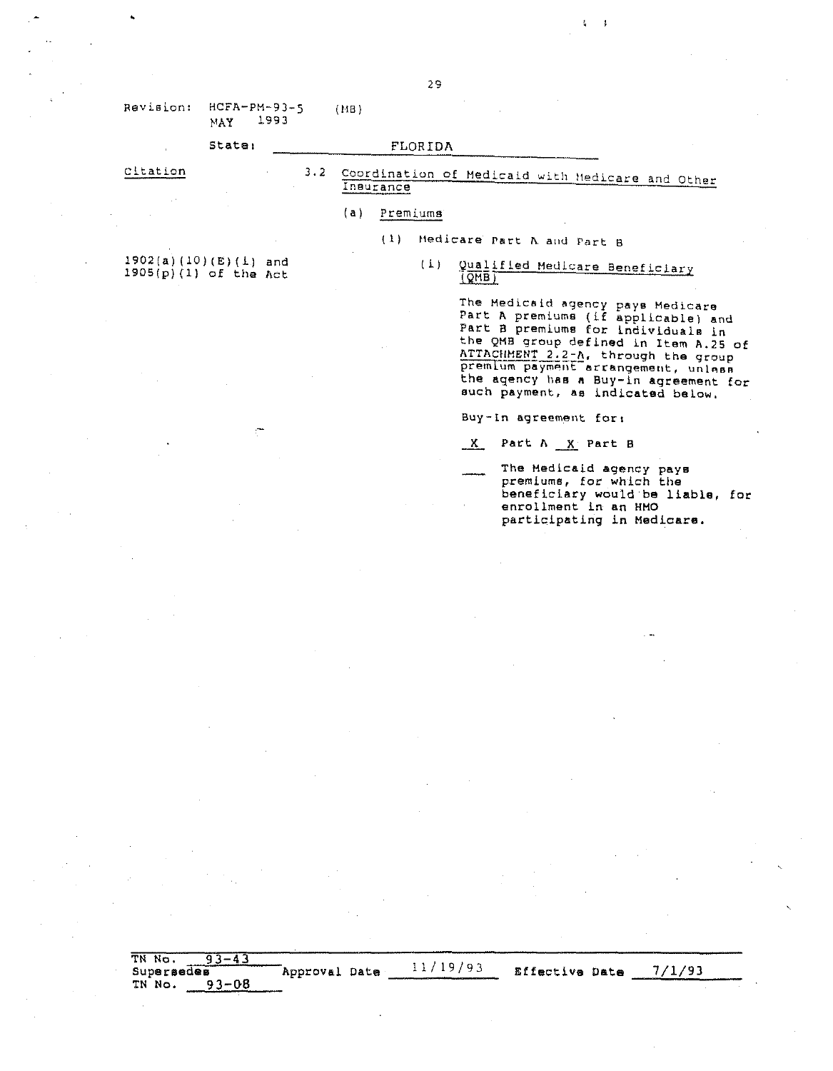Revision: HCFA-PM-93-5 (MB)
MAY 1993

State: FLORIDA

Citation

3.2 Coordination of Medicaid with Medicare and Other Insurance

(a) Premiums

(1) Medicare Part A and Part B

1902(a)(10)(E)(i) and 1905(p)(1) of the Act

(i) Qualified Medicare Beneficiary (QMB)

The Medicaid agency pays Medicare Part A premiums (if applicable) and Part B premiums for individuals in the QMB group defined in Item A.25 of ATTACHMENT 2.2-A, through the group premium payment arrangement, unless the agency has a Buy-in agreement for such payment, as indicated below.

Buy-In agreement for:

X Part A X Part B

___ The Medicaid agency pays premiums, for which the beneficiary would be liable, for enrollment in an HMO participating in Medicare.

TN No. 93-43
Supersedes TN No. 93-08
Approval Date 11/19/93
Effective Date 7/1/93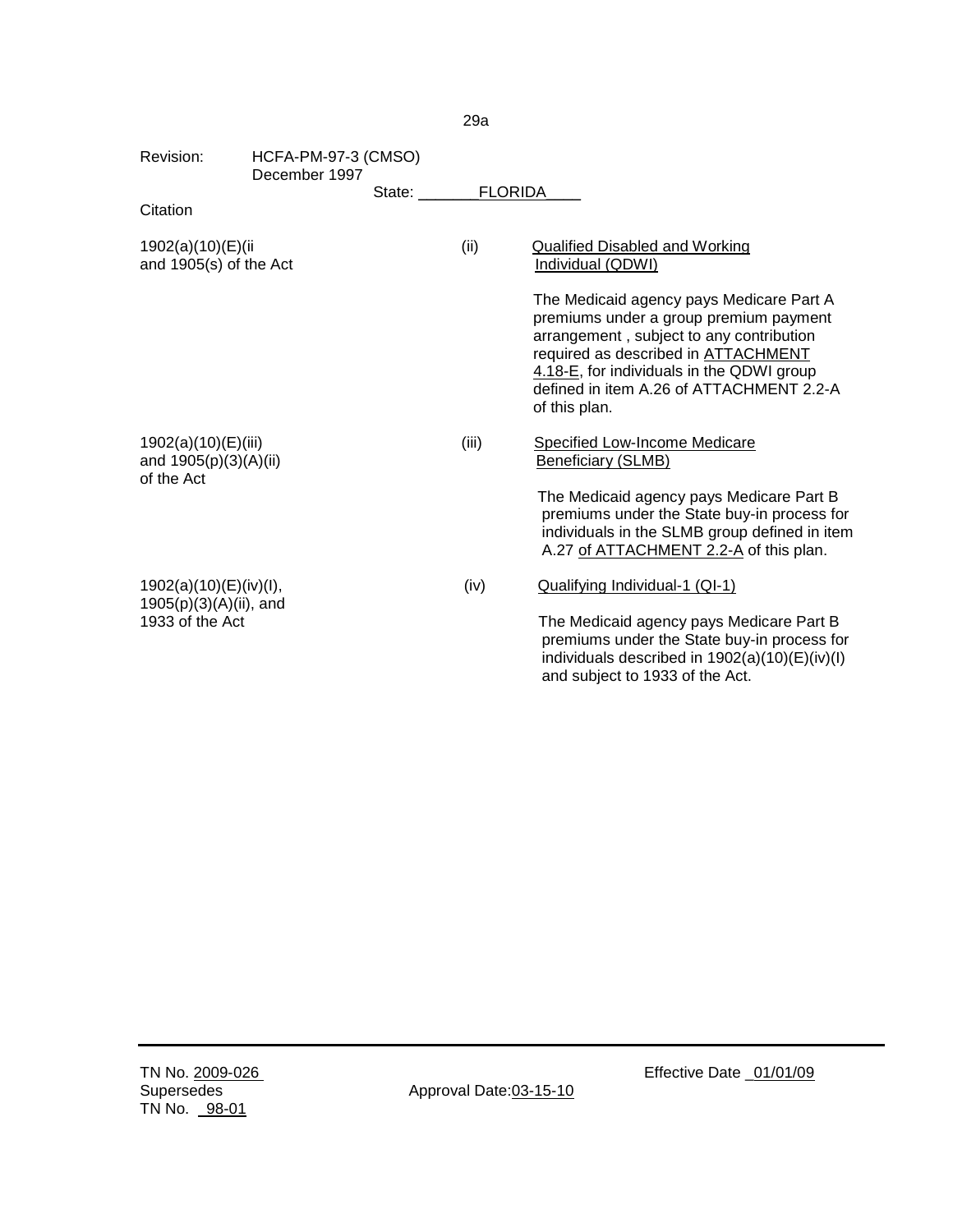Revision: HCFA-PM-97-3 (CMSO)
December 1997

State: FLORIDA

| Citation | | |
|---|---|---|
| 1902(a)(10)(E)(ii and 1905(s) of the Act | (ii) | Qualified Disabled and Working Individual (QDWI)<br><br>The Medicaid agency pays Medicare Part A premiums under a group premium payment arrangement , subject to any contribution required as described in ATTACHMENT 4.18-E, for individuals in the QDWI group defined in item A.26 of ATTACHMENT 2.2-A of this plan. |
| 1902(a)(10)(E)(iii) and 1905(p)(3)(A)(ii) of the Act | (iii) | Specified Low-Income Medicare Beneficiary (SLMB)<br><br>The Medicaid agency pays Medicare Part B premiums under the State buy-in process for individuals in the SLMB group defined in item A.27 of ATTACHMENT 2.2-A of this plan. |
| 1902(a)(10)(E)(iv)(I), 1905(p)(3)(A)(ii), and 1933 of the Act | (iv) | Qualifying Individual-1 (QI-1)<br><br>The Medicaid agency pays Medicare Part B premiums under the State buy-in process for individuals described in 1902(a)(10)(E)(iv)(I) and subject to 1933 of the Act. |

TN No. 2009-026
Supersedes
TN No. 98-01

Approval Date: 03-15-10

Effective Date 01/01/09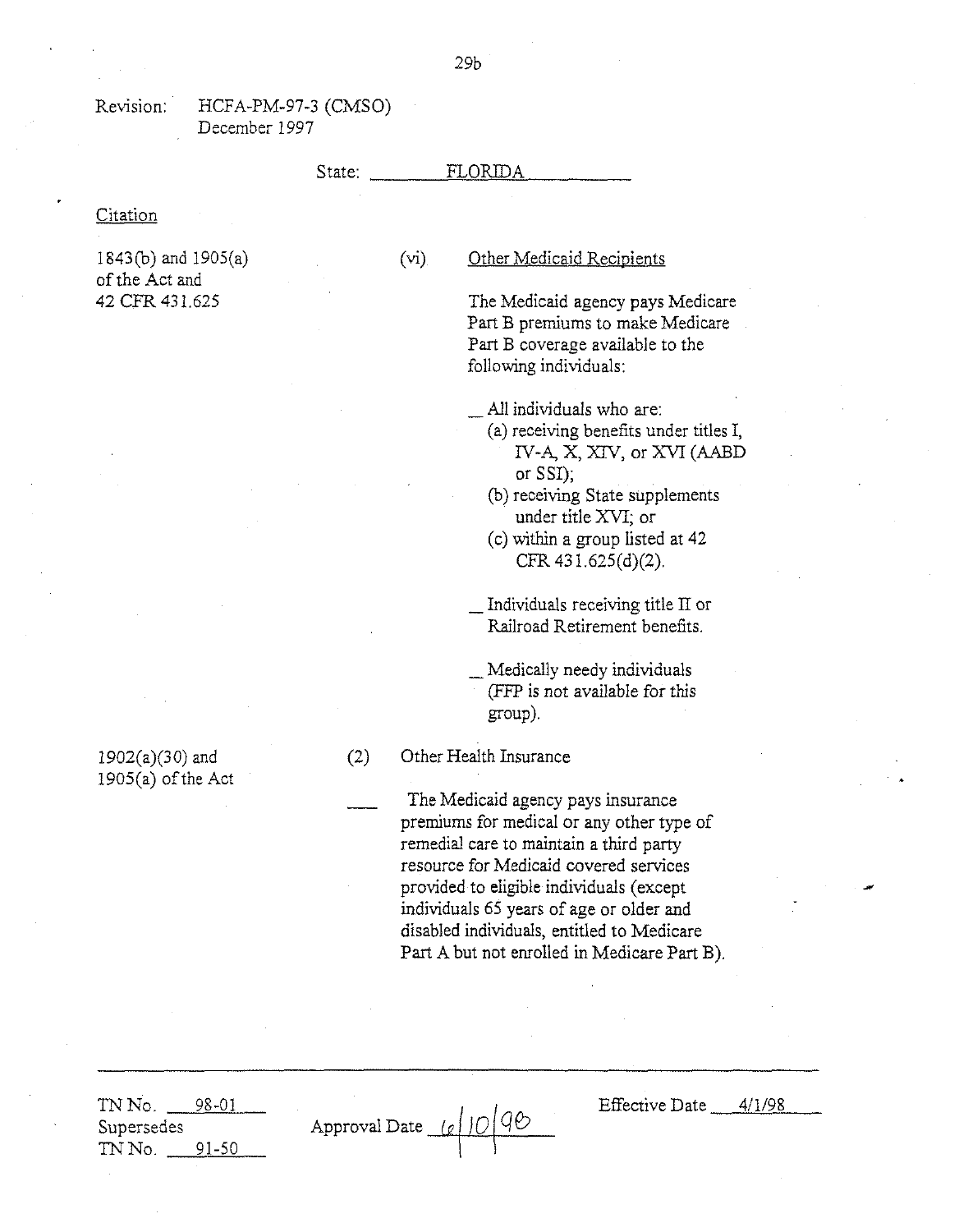Revision: HCFA-PM-97-3 (CMSO)
December 1997

State: FLORIDA

Citation

| Citation | |
|---|---|
| 1843(b) and 1905(a) of the Act and 42 CFR 431.625 | (vi) Other Medicaid Recipients<br><br>The Medicaid agency pays Medicare Part B premiums to make Medicare Part B coverage available to the following individuals:<br><br>__ All individuals who are:<br>(a) receiving benefits under titles I, IV-A, X, XIV, or XVI (AABD or SSI);<br>(b) receiving State supplements under title XVI; or<br>(c) within a group listed at 42 CFR 431.625(d)(2).<br><br>__ Individuals receiving title II or Railroad Retirement benefits.<br><br>__ Medically needy individuals (FFP is not available for this group). |
| 1902(a)(30) and 1905(a) of the Act | (2) Other Health Insurance<br><br>___ The Medicaid agency pays insurance premiums for medical or any other type of remedial care to maintain a third party resource for Medicaid covered services provided to eligible individuals (except individuals 65 years of age or older and disabled individuals, entitled to Medicare Part A but not enrolled in Medicare Part B). |

TN No. 98-01
Supersedes
TN No. 91-50

Approval Date 6/10/98

Effective Date 4/1/98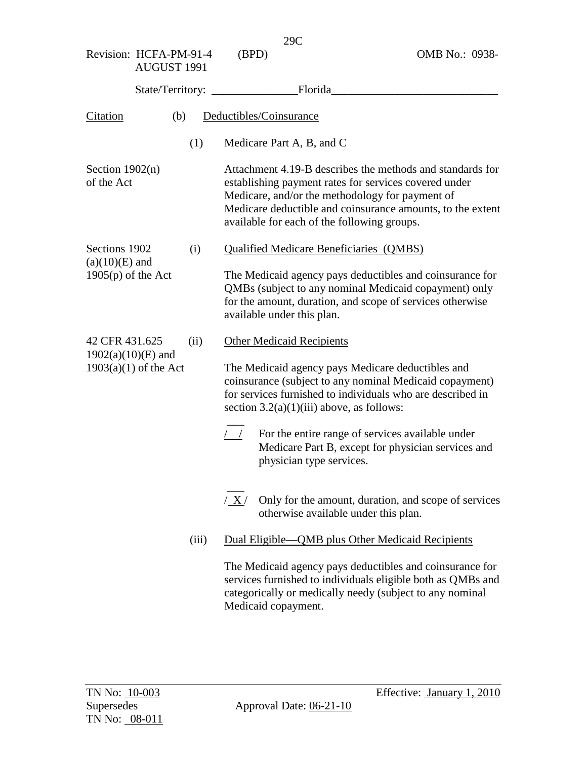Revision: HCFA-PM-91-4 (BPD) OMB No.: 0938-
AUGUST 1991

State/Territory: Florida

| Citation | | |
|---|---|---|
| | (b) | Deductibles/Coinsurance |
| | (1) | Medicare Part A, B, and C |
| Section 1902(n) of the Act | | Attachment 4.19-B describes the methods and standards for establishing payment rates for services covered under Medicare, and/or the methodology for payment of Medicare deductible and coinsurance amounts, to the extent available for each of the following groups. |
| Sections 1902 (a)(10)(E) and 1905(p) of the Act | (i) | Qualified Medicare Beneficiaries (QMBS)<br><br>The Medicaid agency pays deductibles and coinsurance for QMBs (subject to any nominal Medicaid copayment) only for the amount, duration, and scope of services otherwise available under this plan. |
| 42 CFR 431.625 1902(a)(10)(E) and 1903(a)(1) of the Act | (ii) | Other Medicaid Recipients<br><br>The Medicaid agency pays Medicare deductibles and coinsurance (subject to any nominal Medicaid copayment) for services furnished to individuals who are described in section 3.2(a)(1)(iii) above, as follows:<br><br>/ / For the entire range of services available under Medicare Part B, except for physician services and physician type services.<br><br>/ X / Only for the amount, duration, and scope of services otherwise available under this plan. |
| | (iii) | Dual Eligible—QMB plus Other Medicaid Recipients<br><br>The Medicaid agency pays deductibles and coinsurance for services furnished to individuals eligible both as QMBs and categorically or medically needy (subject to any nominal Medicaid copayment. |

TN No: 10-003 Effective: January 1, 2010
Supersedes Approval Date: 06-21-10
TN No: 08-011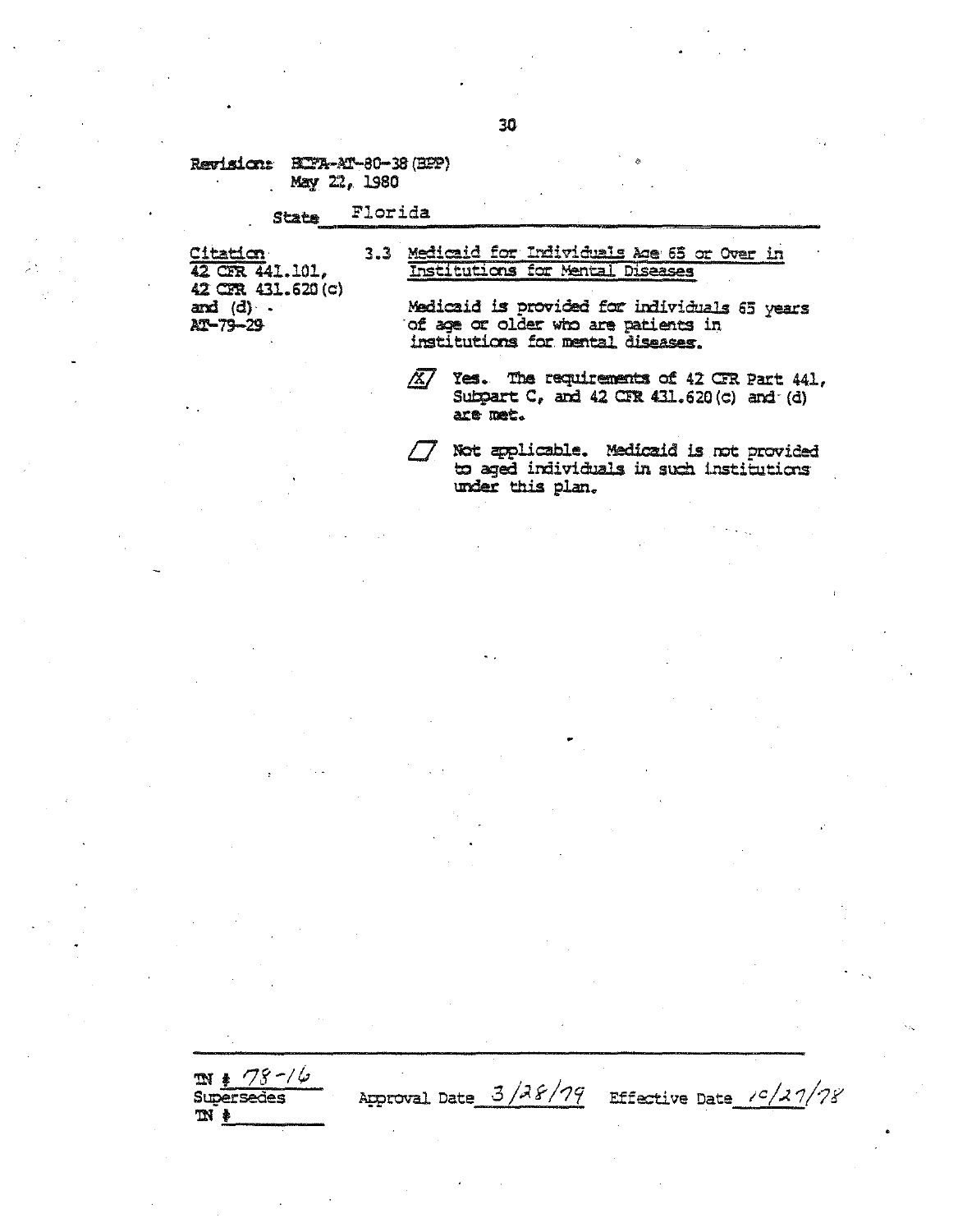Revision: HCFA-AT-80-38 (BPP)
May 22, 1980

State Florida

| Citation | |
|---|---|
| 42 CFR 441.101, 42 CFR 431.620(c) and (d) AT-79-29 | 3.3 Medicaid for Individuals Age 65 or Over in Institutions for Mental Diseases<br><br>Medicaid is provided for individuals 65 years of age or older who are patients in institutions for mental diseases.<br><br>/X/ Yes. The requirements of 42 CFR Part 441, Subpart C, and 42 CFR 431.620(c) and (d) are met.<br><br>/ / Not applicable. Medicaid is not provided to aged individuals in such institutions under this plan. |

TN # 78-16
Supersedes
TN #

Approval Date 3/28/79 Effective Date 10/27/78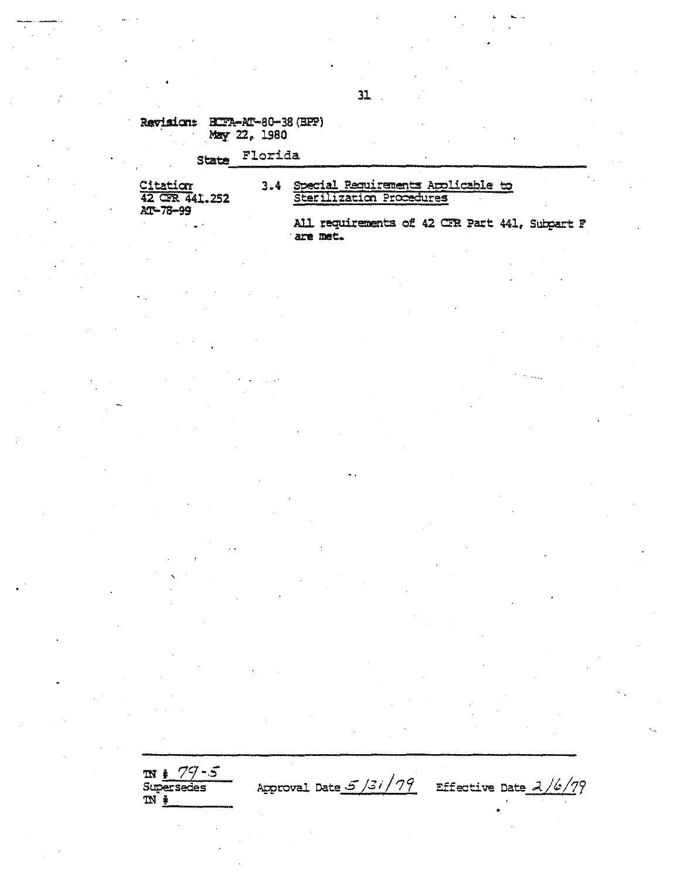Revision: HCFA-AT-80-38 (BPP)
May 22, 1980

State Florida

| Citation | |
|---|---|
| 42 CFR 441.252<br>AT-78-99 | 3.4 Special Requirements Applicable to Sterilization Procedures<br><br>All requirements of 42 CFR Part 441, Subpart F are met. |

TN # 79-5
Supersedes
TN #

Approval Date 5/31/79 Effective Date 2/6/79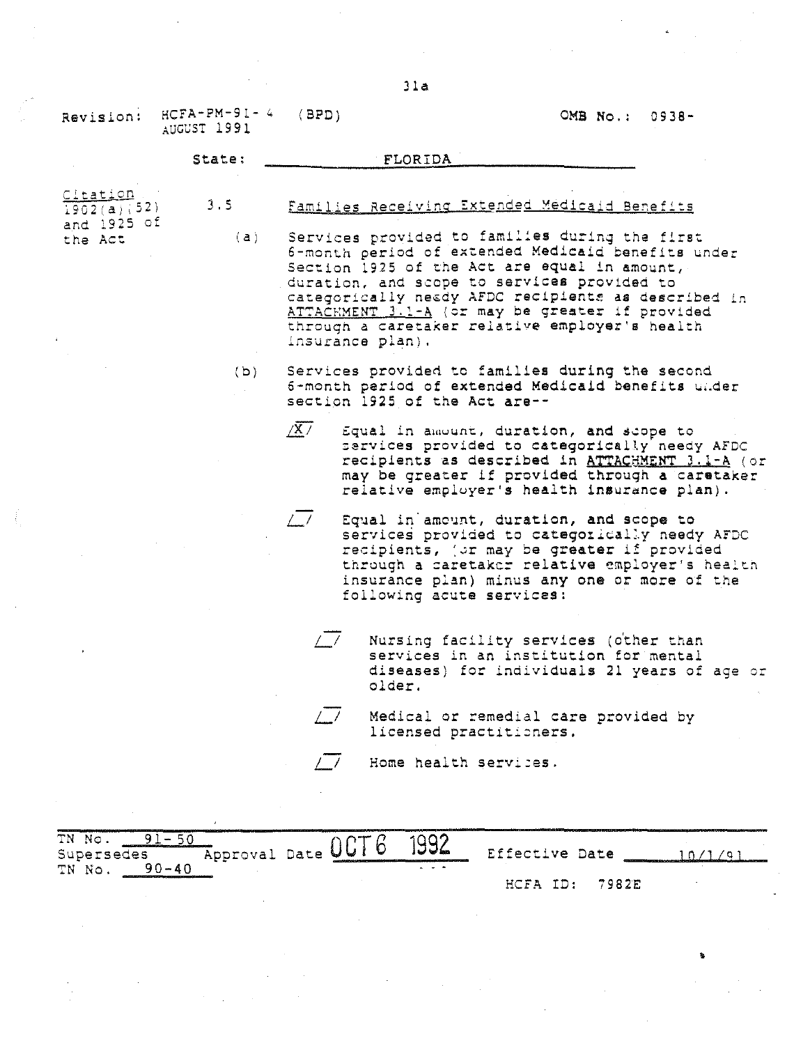Revision: HCFA-PM-91-4 (BPD) AUGUST 1991 OMB No.: 0938-

State: FLORIDA

Citation 1902(a)(52) and 1925 of the Act

3.5 Families Receiving Extended Medicaid Benefits

(a) Services provided to families during the first 6-month period of extended Medicaid benefits under Section 1925 of the Act are equal in amount, duration, and scope to services provided to categorically needy AFDC recipients as described in ATTACHMENT 3.1-A (or may be greater if provided through a caretaker relative employer's health insurance plan).

(b) Services provided to families during the second 6-month period of extended Medicaid benefits under section 1925 of the Act are--

/X/ Equal in amount, duration, and scope to services provided to categorically needy AFDC recipients as described in ATTACHMENT 3.1-A (or may be greater if provided through a caretaker relative employer's health insurance plan).

/_/ Equal in amount, duration, and scope to services provided to categorically needy AFDC recipients, (or may be greater if provided through a caretaker relative employer's health insurance plan) minus any one or more of the following acute services:

/_/ Nursing facility services (other than services in an institution for mental diseases) for individuals 21 years of age or older.

/_/ Medical or remedial care provided by licensed practitioners.

/_/ Home health services.

TN No. 91-50 Supersedes TN No. 90-40 Approval Date OCT 6 1992 Effective Date 10/1/91

HCFA ID: 7982E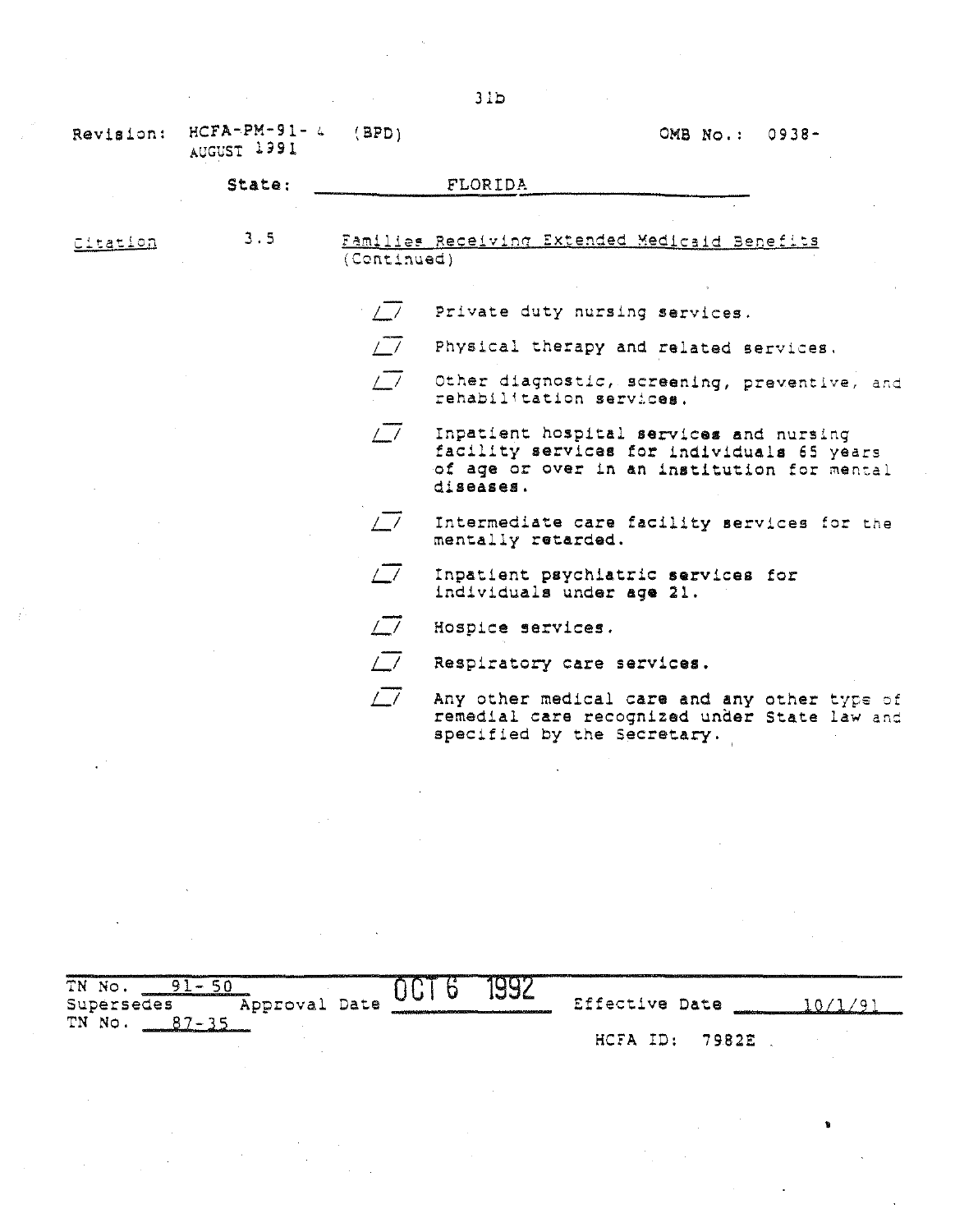Revision: HCFA-PM-91-4 (BPD) AUGUST 1991

OMB No.: 0938-

State: FLORIDA

Citation

3.5 Families Receiving Extended Medicaid Benefits (Continued)

/_/ Private duty nursing services.

/_/ Physical therapy and related services.

/_/ Other diagnostic, screening, preventive, and rehabilitation services.

/_/ Inpatient hospital services and nursing facility services for individuals 65 years of age or over in an institution for mental diseases.

/_/ Intermediate care facility services for the mentally retarded.

/_/ Inpatient psychiatric services for individuals under age 21.

/_/ Hospice services.

/_/ Respiratory care services.

/_/ Any other medical care and any other type of remedial care recognized under State law and specified by the Secretary.

TN No. 91-50
Supersedes Approval Date OCT 6 1992 Effective Date 10/1/91
TN No. 87-35

HCFA ID: 7982E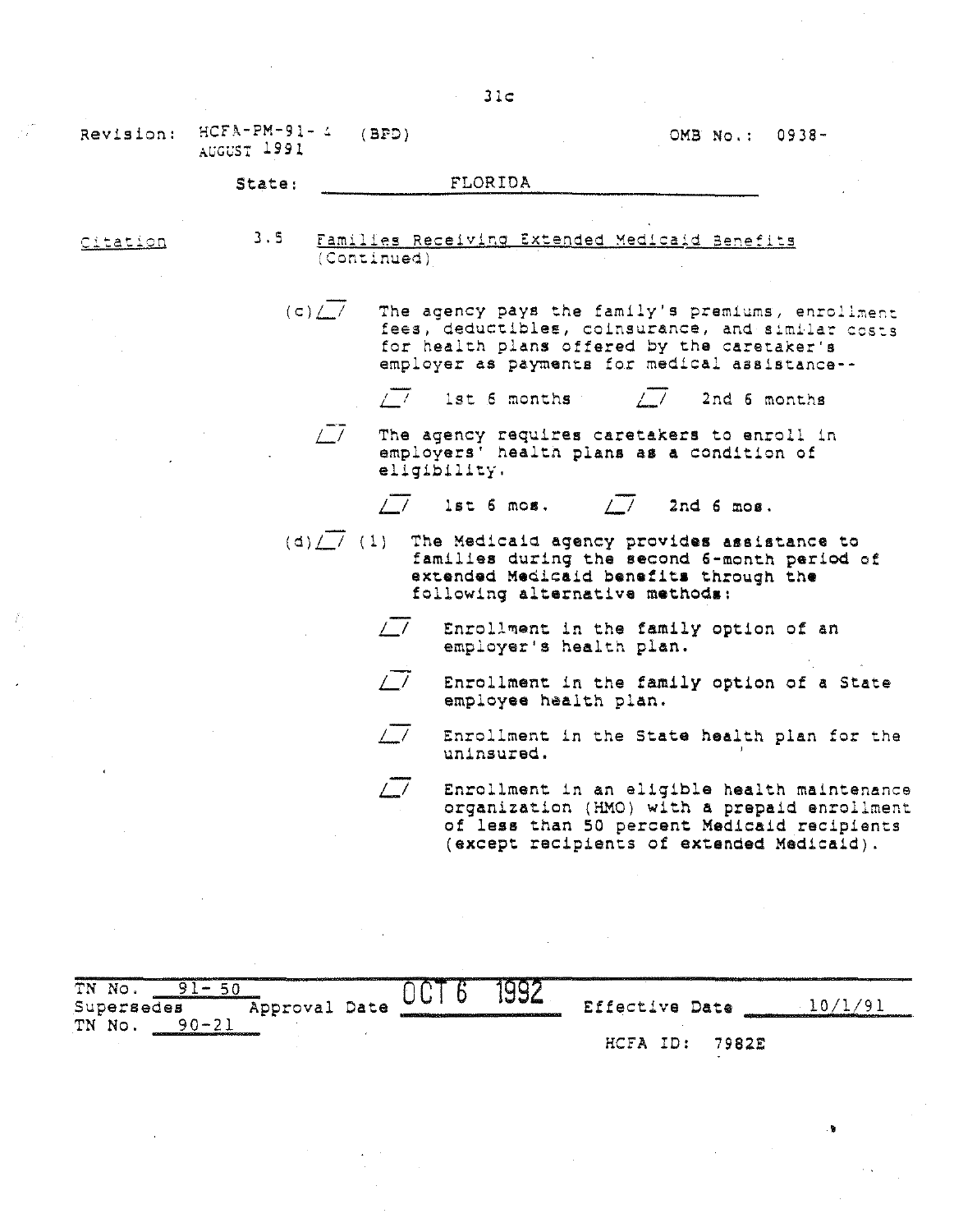Revision: HCFA-PM-91-4 (BPD) AUGUST 1991

OMB No.: 0938-

State: FLORIDA

Citation

3.5 Families Receiving Extended Medicaid Benefits (Continued)

(c) /_/ The agency pays the family's premiums, enrollment fees, deductibles, coinsurance, and similar costs for health plans offered by the caretaker's employer as payments for medical assistance--

/_/ 1st 6 months /_/ 2nd 6 months

/_/ The agency requires caretakers to enroll in employers' health plans as a condition of eligibility.

/_/ 1st 6 mos. /_/ 2nd 6 mos.

(d) /_/ (1) The Medicaid agency provides assistance to families during the second 6-month period of extended Medicaid benefits through the following alternative methods:

/_/ Enrollment in the family option of an employer's health plan.

/_/ Enrollment in the family option of a State employee health plan.

/_/ Enrollment in the State health plan for the uninsured.

/_/ Enrollment in an eligible health maintenance organization (HMO) with a prepaid enrollment of less than 50 percent Medicaid recipients (except recipients of extended Medicaid).

TN No. 91-50
Supersedes Approval Date OCT 6 1992 Effective Date 10/1/91
TN No. 90-21

HCFA ID: 7982E